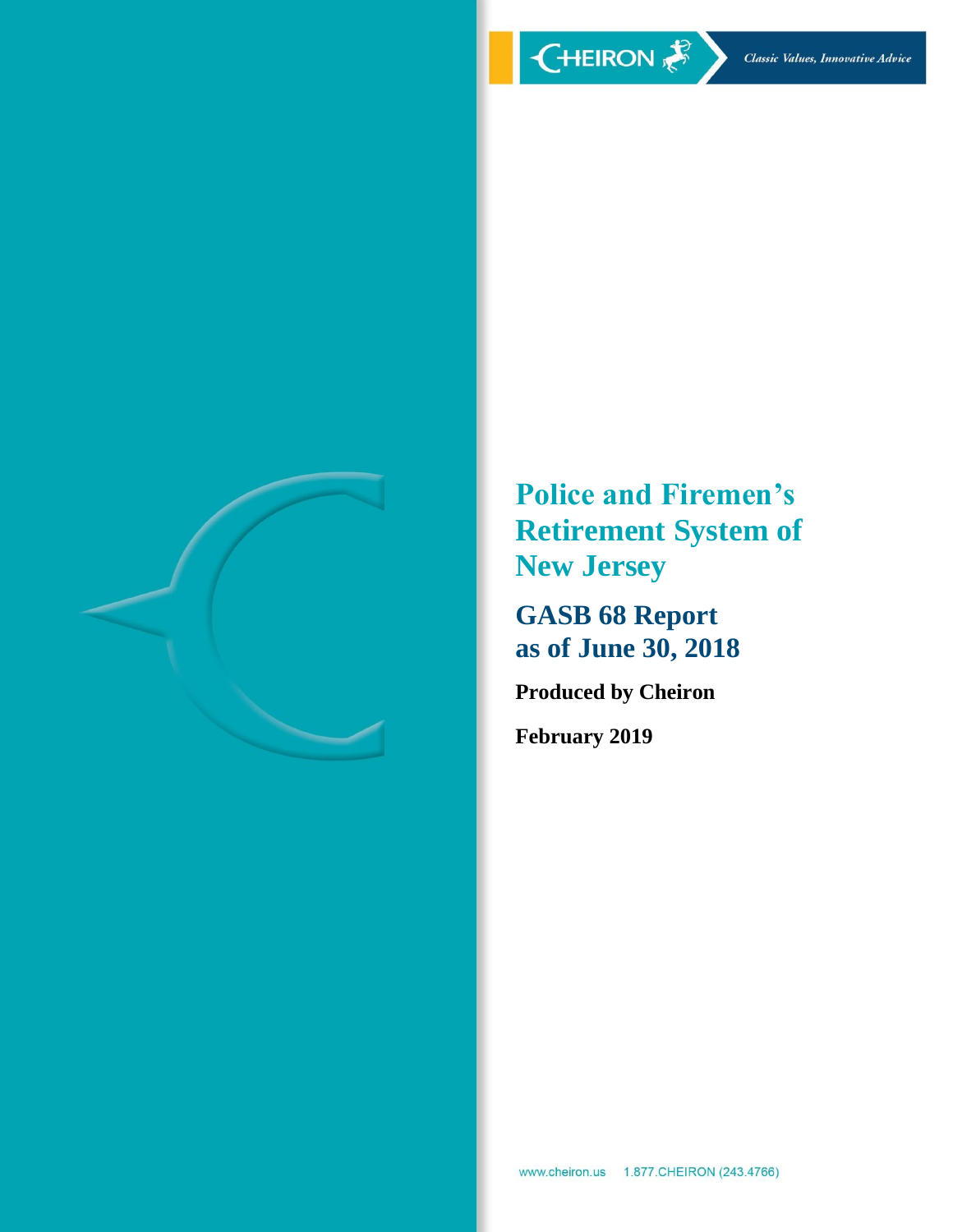CHEIRON

*Classic Values, Innovative Advice*

# Police and Firemen's Retirement System of New Jersey

## GASB 68 Report as of June 30, 2018

**Produced by Cheiron**

**February 2019**

www.cheiron.us 1.877.CHEIRON (243.4766)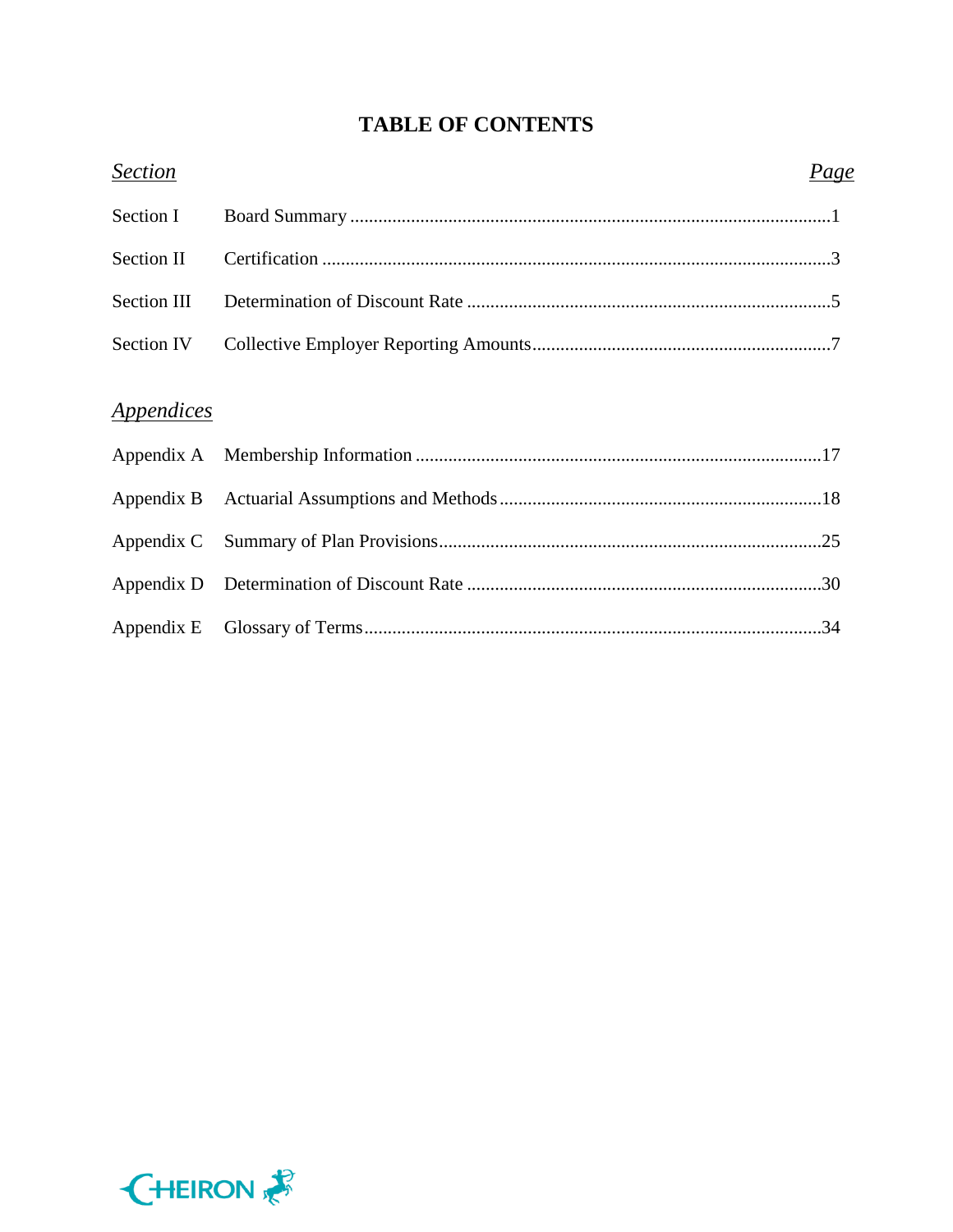# TABLE OF CONTENTS

| *Section* | | *Page* |
|---|---|---|
| Section I | Board Summary | 1 |
| Section II | Certification | 3 |
| Section III | Determination of Discount Rate | 5 |
| Section IV | Collective Employer Reporting Amounts | 7 |

*Appendices*

| | | |
|---|---|---|
| Appendix A | Membership Information | 17 |
| Appendix B | Actuarial Assumptions and Methods | 18 |
| Appendix C | Summary of Plan Provisions | 25 |
| Appendix D | Determination of Discount Rate | 30 |
| Appendix E | Glossary of Terms | 34 |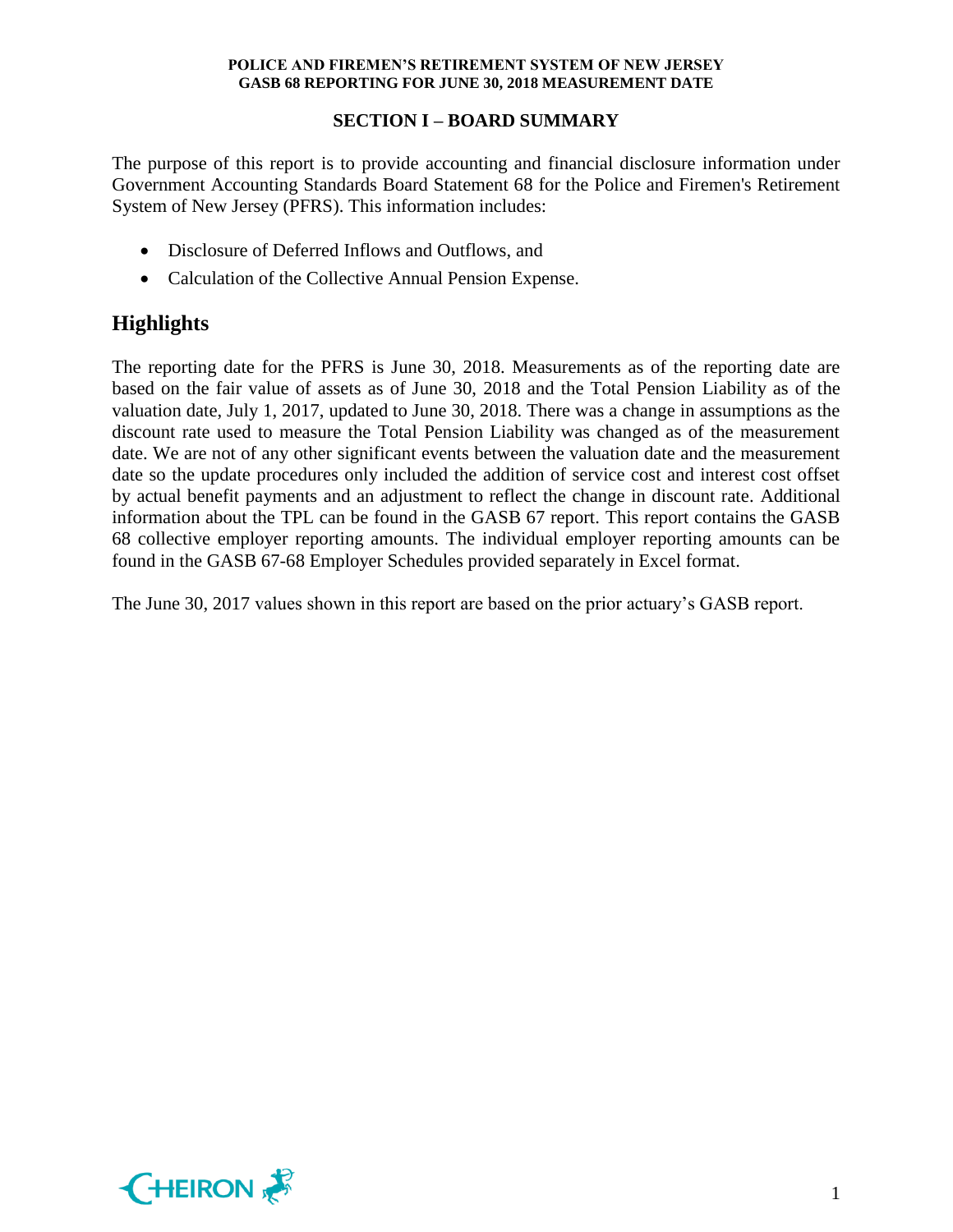## SECTION I – BOARD SUMMARY

The purpose of this report is to provide accounting and financial disclosure information under Government Accounting Standards Board Statement 68 for the Police and Firemen's Retirement System of New Jersey (PFRS). This information includes:

- Disclosure of Deferred Inflows and Outflows, and
- Calculation of the Collective Annual Pension Expense.

## Highlights

The reporting date for the PFRS is June 30, 2018. Measurements as of the reporting date are based on the fair value of assets as of June 30, 2018 and the Total Pension Liability as of the valuation date, July 1, 2017, updated to June 30, 2018. There was a change in assumptions as the discount rate used to measure the Total Pension Liability was changed as of the measurement date. We are not of any other significant events between the valuation date and the measurement date so the update procedures only included the addition of service cost and interest cost offset by actual benefit payments and an adjustment to reflect the change in discount rate. Additional information about the TPL can be found in the GASB 67 report. This report contains the GASB 68 collective employer reporting amounts. The individual employer reporting amounts can be found in the GASB 67-68 Employer Schedules provided separately in Excel format.

The June 30, 2017 values shown in this report are based on the prior actuary's GASB report.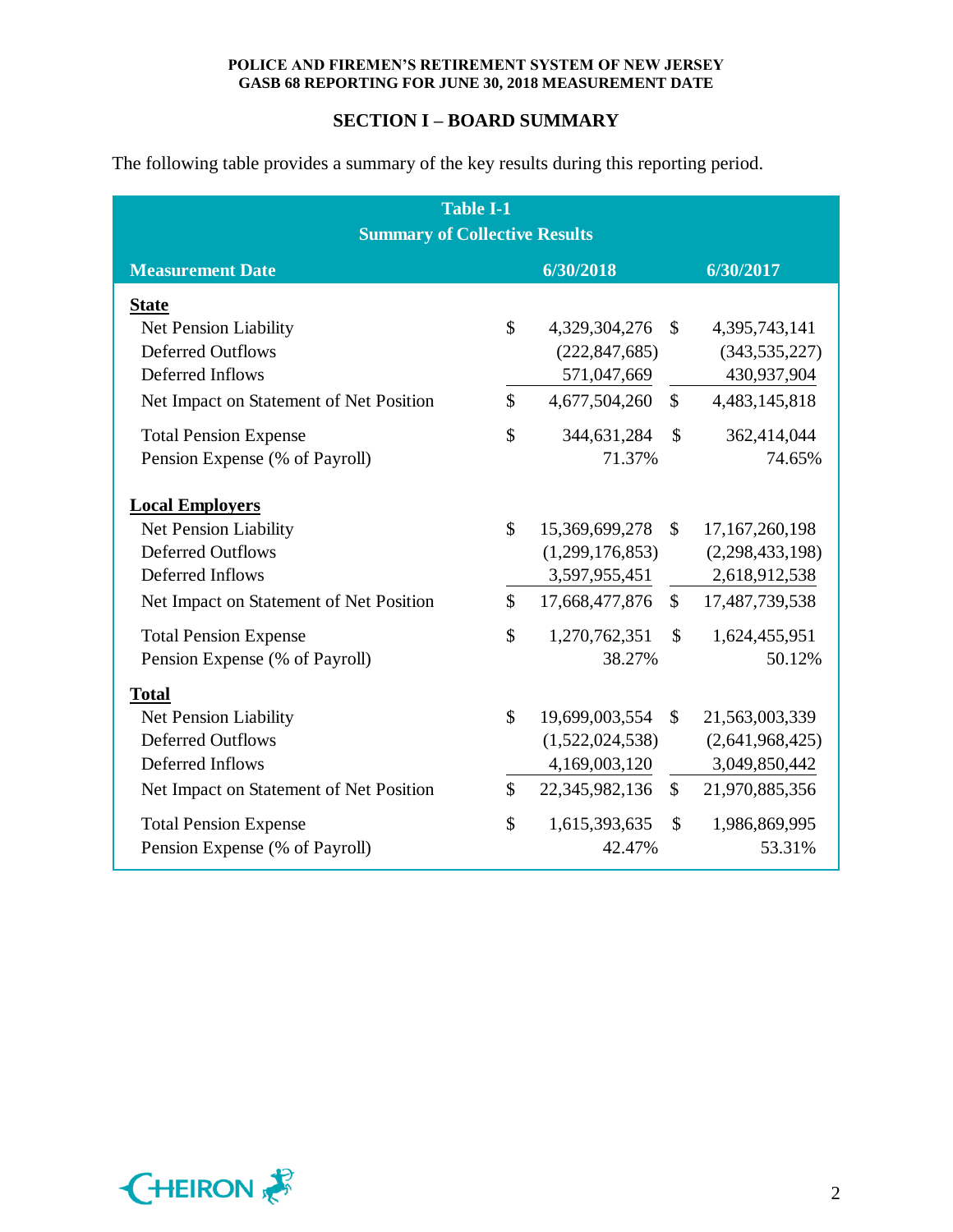## SECTION I – BOARD SUMMARY

The following table provides a summary of the key results during this reporting period.

| Table I-1 Summary of Collective Results | | |
|---|---|---|
| **Measurement Date** | **6/30/2018** | **6/30/2017** |
| **State** | | |
| Net Pension Liability | $ 4,329,304,276 | $ 4,395,743,141 |
| Deferred Outflows | (222,847,685) | (343,535,227) |
| Deferred Inflows | 571,047,669 | 430,937,904 |
| Net Impact on Statement of Net Position | $ 4,677,504,260 | $ 4,483,145,818 |
| Total Pension Expense | $ 344,631,284 | $ 362,414,044 |
| Pension Expense (% of Payroll) | 71.37% | 74.65% |
| **Local Employers** | | |
| Net Pension Liability | $ 15,369,699,278 | $ 17,167,260,198 |
| Deferred Outflows | (1,299,176,853) | (2,298,433,198) |
| Deferred Inflows | 3,597,955,451 | 2,618,912,538 |
| Net Impact on Statement of Net Position | $ 17,668,477,876 | $ 17,487,739,538 |
| Total Pension Expense | $ 1,270,762,351 | $ 1,624,455,951 |
| Pension Expense (% of Payroll) | 38.27% | 50.12% |
| **Total** | | |
| Net Pension Liability | $ 19,699,003,554 | $ 21,563,003,339 |
| Deferred Outflows | (1,522,024,538) | (2,641,968,425) |
| Deferred Inflows | 4,169,003,120 | 3,049,850,442 |
| Net Impact on Statement of Net Position | $ 22,345,982,136 | $ 21,970,885,356 |
| Total Pension Expense | $ 1,615,393,635 | $ 1,986,869,995 |
| Pension Expense (% of Payroll) | 42.47% | 53.31% |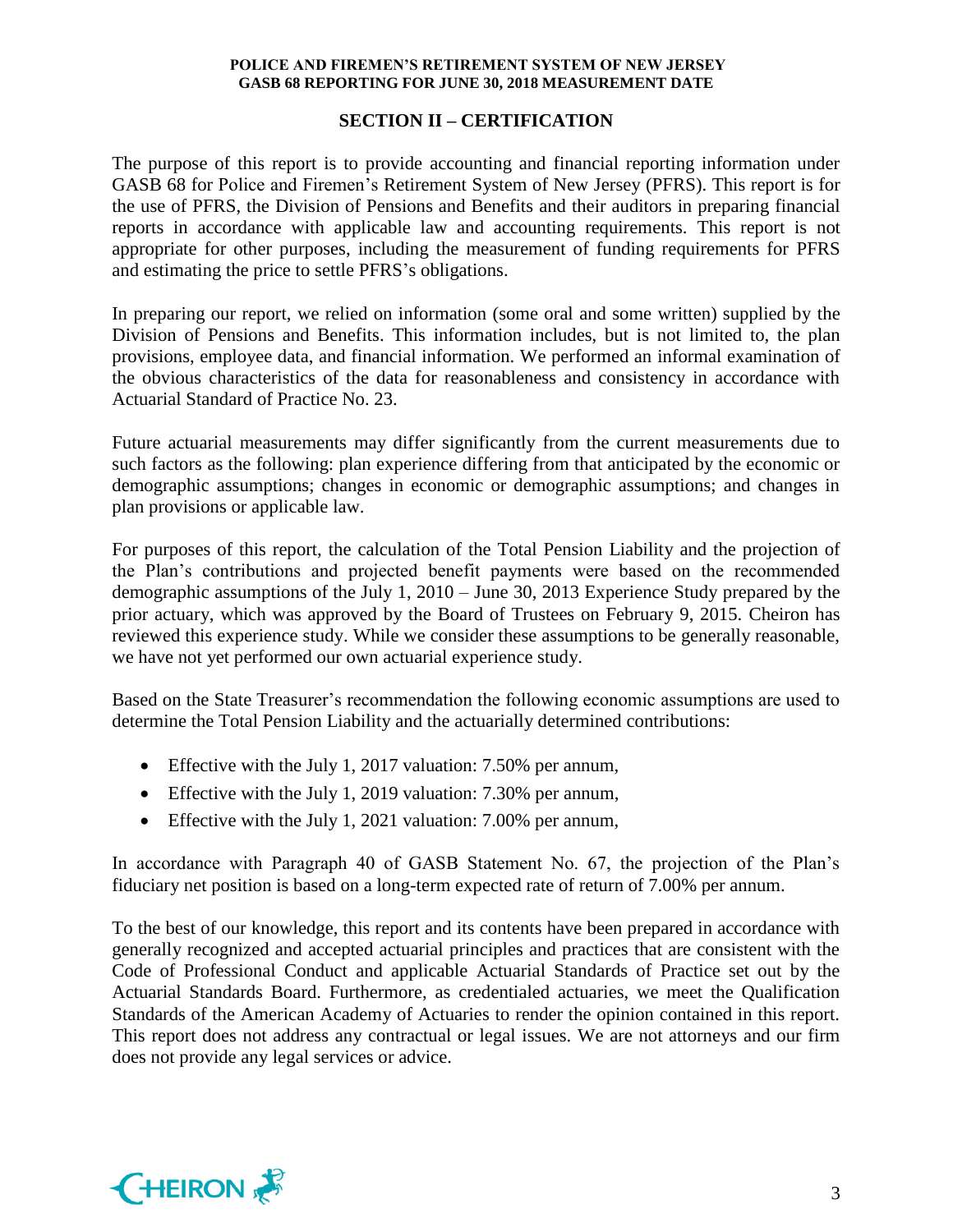## SECTION II – CERTIFICATION

The purpose of this report is to provide accounting and financial reporting information under GASB 68 for Police and Firemen's Retirement System of New Jersey (PFRS). This report is for the use of PFRS, the Division of Pensions and Benefits and their auditors in preparing financial reports in accordance with applicable law and accounting requirements. This report is not appropriate for other purposes, including the measurement of funding requirements for PFRS and estimating the price to settle PFRS's obligations.

In preparing our report, we relied on information (some oral and some written) supplied by the Division of Pensions and Benefits. This information includes, but is not limited to, the plan provisions, employee data, and financial information. We performed an informal examination of the obvious characteristics of the data for reasonableness and consistency in accordance with Actuarial Standard of Practice No. 23.

Future actuarial measurements may differ significantly from the current measurements due to such factors as the following: plan experience differing from that anticipated by the economic or demographic assumptions; changes in economic or demographic assumptions; and changes in plan provisions or applicable law.

For purposes of this report, the calculation of the Total Pension Liability and the projection of the Plan's contributions and projected benefit payments were based on the recommended demographic assumptions of the July 1, 2010 – June 30, 2013 Experience Study prepared by the prior actuary, which was approved by the Board of Trustees on February 9, 2015. Cheiron has reviewed this experience study. While we consider these assumptions to be generally reasonable, we have not yet performed our own actuarial experience study.

Based on the State Treasurer's recommendation the following economic assumptions are used to determine the Total Pension Liability and the actuarially determined contributions:

- Effective with the July 1, 2017 valuation: 7.50% per annum,
- Effective with the July 1, 2019 valuation: 7.30% per annum,
- Effective with the July 1, 2021 valuation: 7.00% per annum,

In accordance with Paragraph 40 of GASB Statement No. 67, the projection of the Plan's fiduciary net position is based on a long-term expected rate of return of 7.00% per annum.

To the best of our knowledge, this report and its contents have been prepared in accordance with generally recognized and accepted actuarial principles and practices that are consistent with the Code of Professional Conduct and applicable Actuarial Standards of Practice set out by the Actuarial Standards Board. Furthermore, as credentialed actuaries, we meet the Qualification Standards of the American Academy of Actuaries to render the opinion contained in this report. This report does not address any contractual or legal issues. We are not attorneys and our firm does not provide any legal services or advice.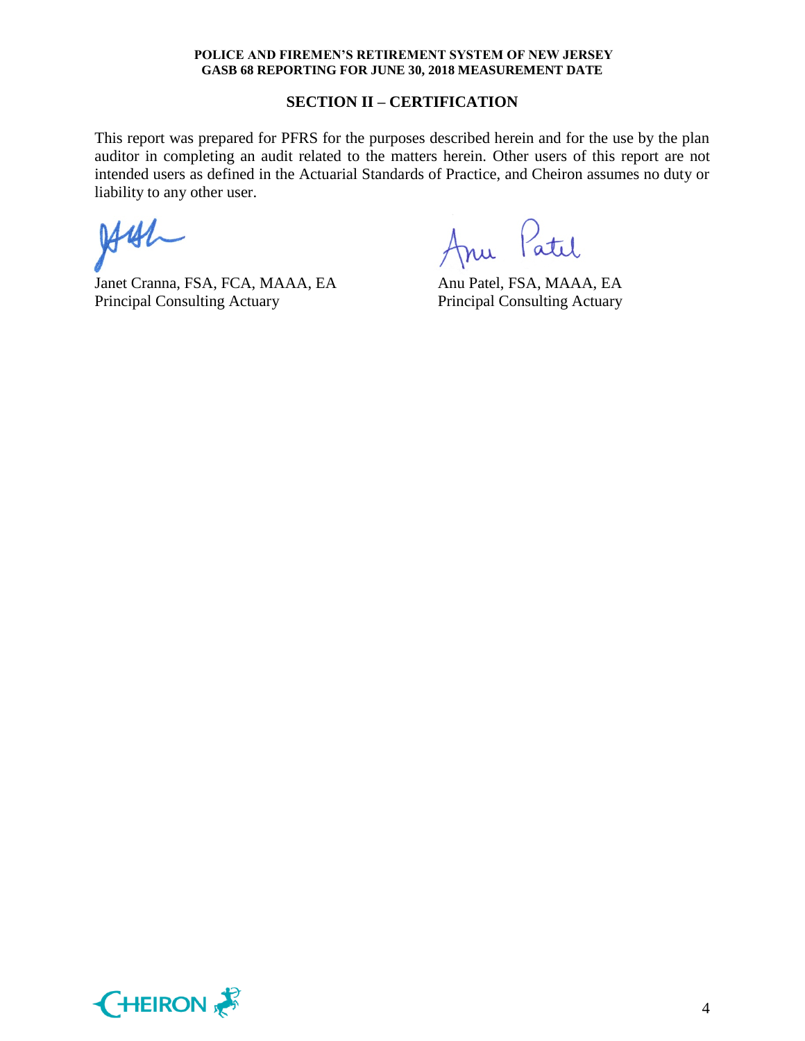## SECTION II – CERTIFICATION

This report was prepared for PFRS for the purposes described herein and for the use by the plan auditor in completing an audit related to the matters herein. Other users of this report are not intended users as defined in the Actuarial Standards of Practice, and Cheiron assumes no duty or liability to any other user.

Janet Cranna, FSA, FCA, MAAA, EA
Principal Consulting Actuary

Anu Patel, FSA, MAAA, EA
Principal Consulting Actuary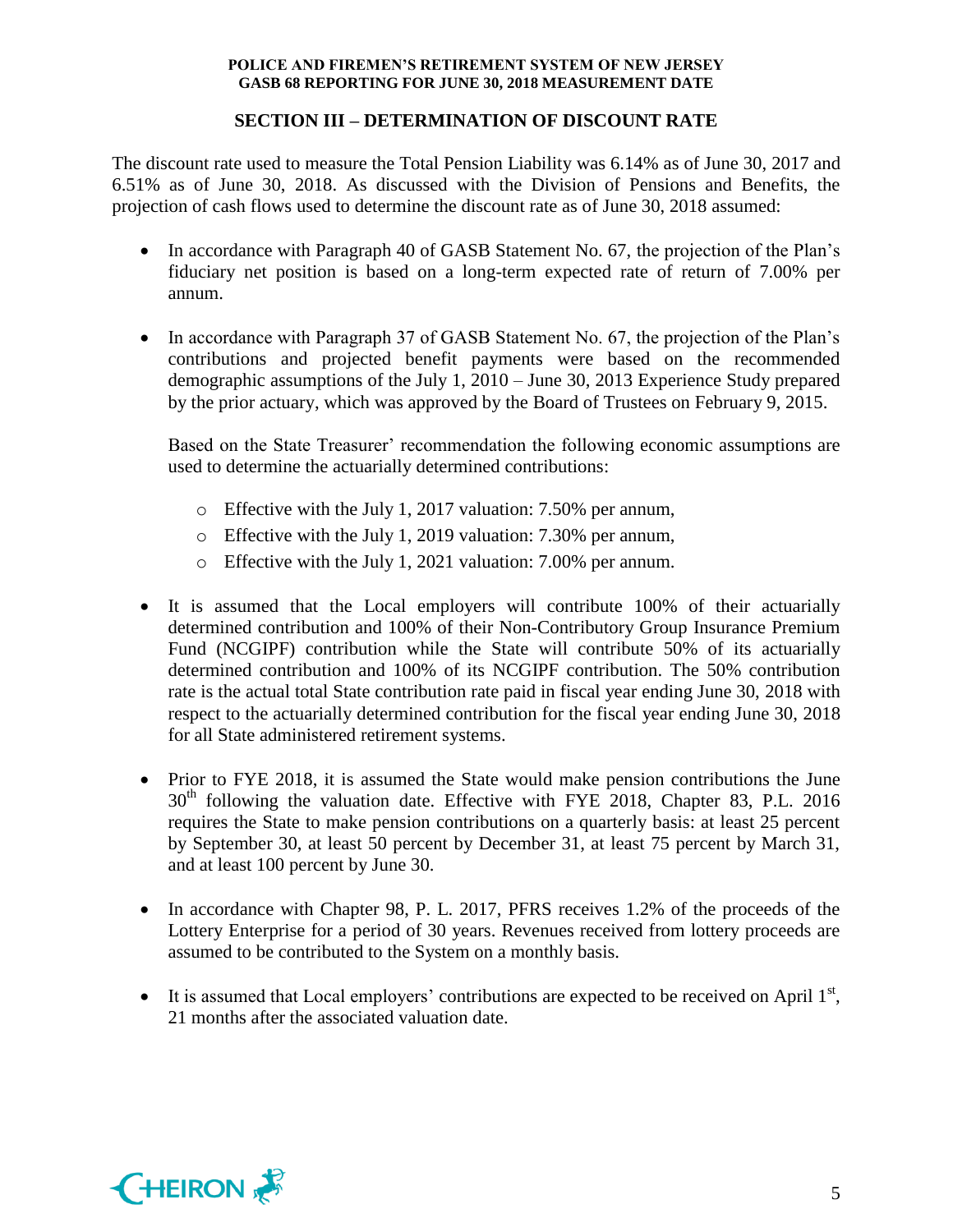## SECTION III – DETERMINATION OF DISCOUNT RATE

The discount rate used to measure the Total Pension Liability was 6.14% as of June 30, 2017 and 6.51% as of June 30, 2018. As discussed with the Division of Pensions and Benefits, the projection of cash flows used to determine the discount rate as of June 30, 2018 assumed:

- In accordance with Paragraph 40 of GASB Statement No. 67, the projection of the Plan's fiduciary net position is based on a long-term expected rate of return of 7.00% per annum.

- In accordance with Paragraph 37 of GASB Statement No. 67, the projection of the Plan's contributions and projected benefit payments were based on the recommended demographic assumptions of the July 1, 2010 – June 30, 2013 Experience Study prepared by the prior actuary, which was approved by the Board of Trustees on February 9, 2015.

  Based on the State Treasurer' recommendation the following economic assumptions are used to determine the actuarially determined contributions:

  - Effective with the July 1, 2017 valuation: 7.50% per annum,
  - Effective with the July 1, 2019 valuation: 7.30% per annum,
  - Effective with the July 1, 2021 valuation: 7.00% per annum.

- It is assumed that the Local employers will contribute 100% of their actuarially determined contribution and 100% of their Non-Contributory Group Insurance Premium Fund (NCGIPF) contribution while the State will contribute 50% of its actuarially determined contribution and 100% of its NCGIPF contribution. The 50% contribution rate is the actual total State contribution rate paid in fiscal year ending June 30, 2018 with respect to the actuarially determined contribution for the fiscal year ending June 30, 2018 for all State administered retirement systems.

- Prior to FYE 2018, it is assumed the State would make pension contributions the June 30th following the valuation date. Effective with FYE 2018, Chapter 83, P.L. 2016 requires the State to make pension contributions on a quarterly basis: at least 25 percent by September 30, at least 50 percent by December 31, at least 75 percent by March 31, and at least 100 percent by June 30.

- In accordance with Chapter 98, P. L. 2017, PFRS receives 1.2% of the proceeds of the Lottery Enterprise for a period of 30 years. Revenues received from lottery proceeds are assumed to be contributed to the System on a monthly basis.

- It is assumed that Local employers' contributions are expected to be received on April 1st, 21 months after the associated valuation date.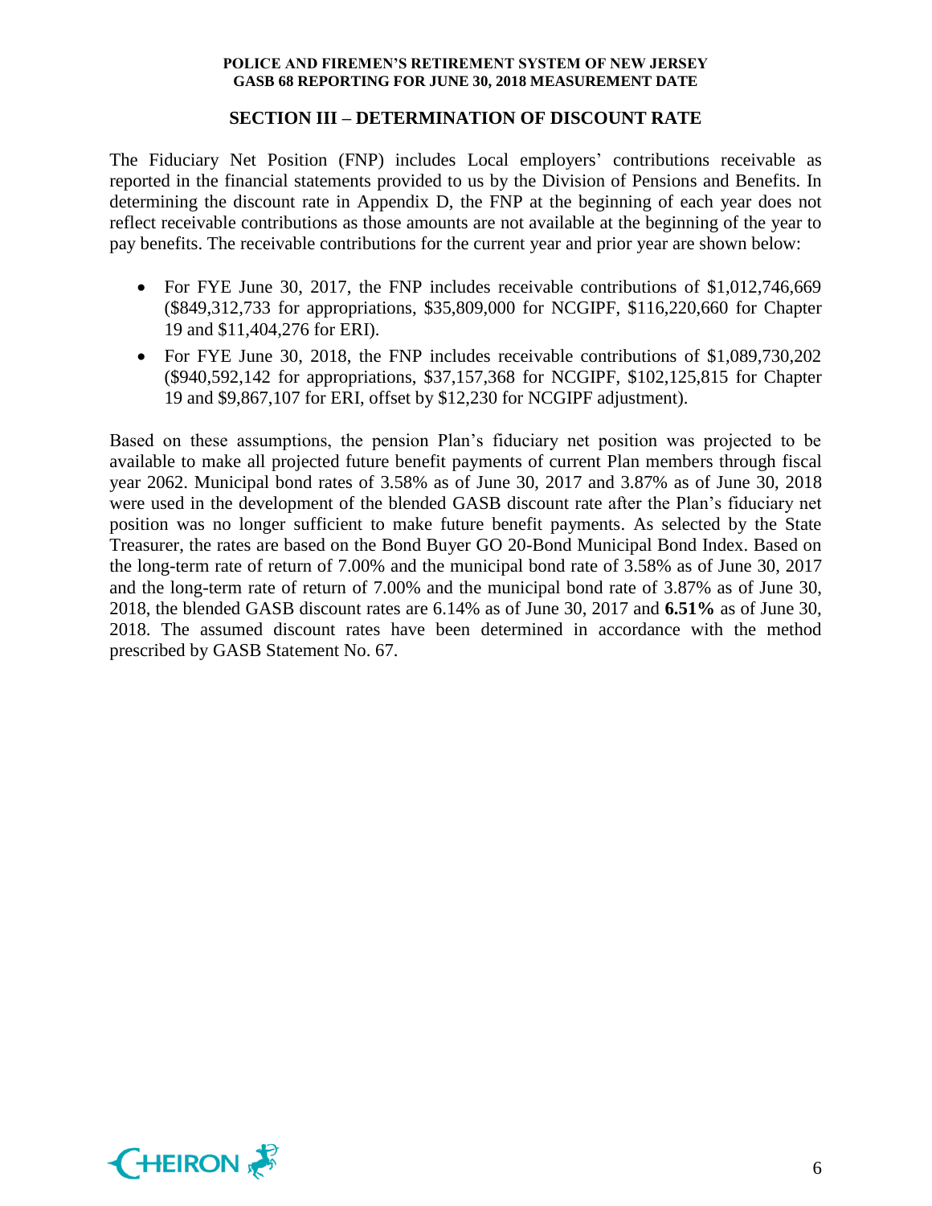## SECTION III – DETERMINATION OF DISCOUNT RATE

The Fiduciary Net Position (FNP) includes Local employers' contributions receivable as reported in the financial statements provided to us by the Division of Pensions and Benefits. In determining the discount rate in Appendix D, the FNP at the beginning of each year does not reflect receivable contributions as those amounts are not available at the beginning of the year to pay benefits. The receivable contributions for the current year and prior year are shown below:

- For FYE June 30, 2017, the FNP includes receivable contributions of $1,012,746,669 ($849,312,733 for appropriations, $35,809,000 for NCGIPF, $116,220,660 for Chapter 19 and $11,404,276 for ERI).
- For FYE June 30, 2018, the FNP includes receivable contributions of $1,089,730,202 ($940,592,142 for appropriations, $37,157,368 for NCGIPF, $102,125,815 for Chapter 19 and $9,867,107 for ERI, offset by $12,230 for NCGIPF adjustment).

Based on these assumptions, the pension Plan's fiduciary net position was projected to be available to make all projected future benefit payments of current Plan members through fiscal year 2062. Municipal bond rates of 3.58% as of June 30, 2017 and 3.87% as of June 30, 2018 were used in the development of the blended GASB discount rate after the Plan's fiduciary net position was no longer sufficient to make future benefit payments. As selected by the State Treasurer, the rates are based on the Bond Buyer GO 20-Bond Municipal Bond Index. Based on the long-term rate of return of 7.00% and the municipal bond rate of 3.58% as of June 30, 2017 and the long-term rate of return of 7.00% and the municipal bond rate of 3.87% as of June 30, 2018, the blended GASB discount rates are 6.14% as of June 30, 2017 and **6.51%** as of June 30, 2018. The assumed discount rates have been determined in accordance with the method prescribed by GASB Statement No. 67.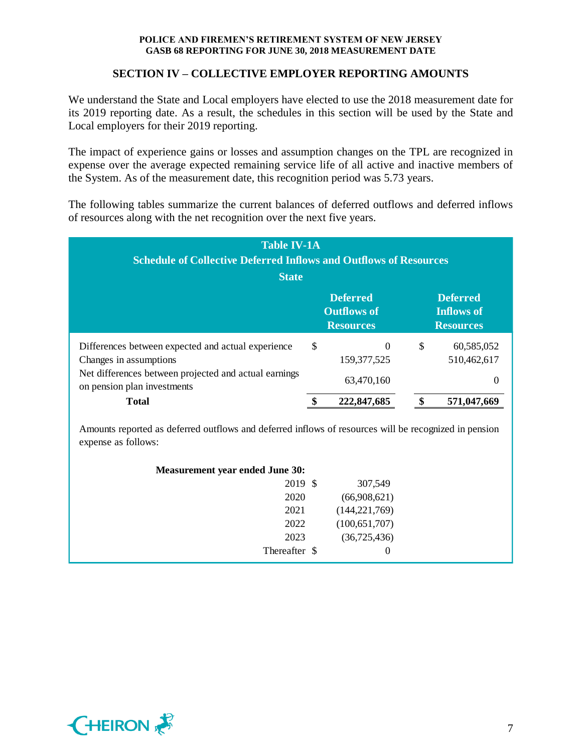## SECTION IV – COLLECTIVE EMPLOYER REPORTING AMOUNTS

We understand the State and Local employers have elected to use the 2018 measurement date for its 2019 reporting date. As a result, the schedules in this section will be used by the State and Local employers for their 2019 reporting.

The impact of experience gains or losses and assumption changes on the TPL are recognized in expense over the average expected remaining service life of all active and inactive members of the System. As of the measurement date, this recognition period was 5.73 years.

The following tables summarize the current balances of deferred outflows and deferred inflows of resources along with the net recognition over the next five years.

**Table IV-1A**
**Schedule of Collective Deferred Inflows and Outflows of Resources**
**State**

| | Deferred Outflows of Resources | Deferred Inflows of Resources |
|---|---|---|
| Differences between expected and actual experience | $ 0 | $ 60,585,052 |
| Changes in assumptions | 159,377,525 | 510,462,617 |
| Net differences between projected and actual earnings on pension plan investments | 63,470,160 | 0 |
| **Total** | **$ 222,847,685** | **$ 571,047,669** |

Amounts reported as deferred outflows and deferred inflows of resources will be recognized in pension expense as follows:

| Measurement year ended June 30: | |
|---|---|
| 2019 | $ 307,549 |
| 2020 | (66,908,621) |
| 2021 | (144,221,769) |
| 2022 | (100,651,707) |
| 2023 | (36,725,436) |
| Thereafter | $ 0 |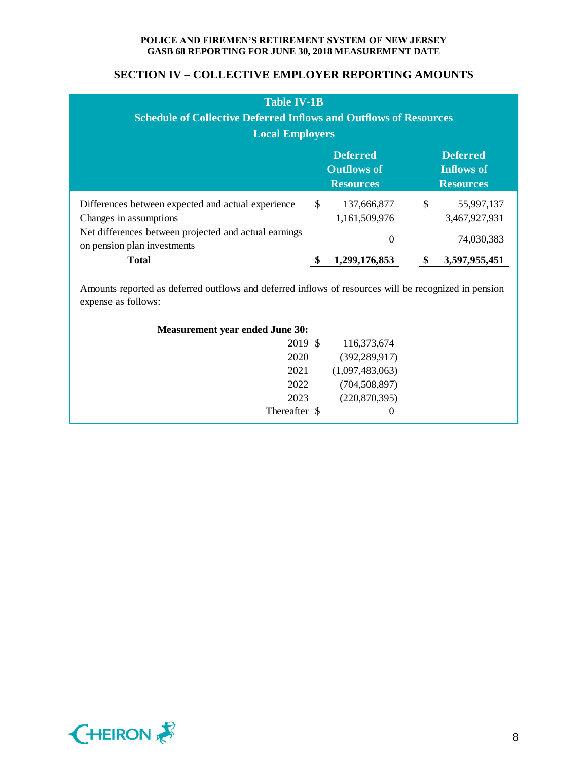## SECTION IV – COLLECTIVE EMPLOYER REPORTING AMOUNTS

**Table IV-1B**
**Schedule of Collective Deferred Inflows and Outflows of Resources**
**Local Employers**

| | Deferred Outflows of Resources | Deferred Inflows of Resources |
|---|---|---|
| Differences between expected and actual experience | $ 137,666,877 | $ 55,997,137 |
| Changes in assumptions | 1,161,509,976 | 3,467,927,931 |
| Net differences between projected and actual earnings on pension plan investments | 0 | 74,030,383 |
| **Total** | **$ 1,299,176,853** | **$ 3,597,955,451** |

Amounts reported as deferred outflows and deferred inflows of resources will be recognized in pension expense as follows:

| Measurement year ended June 30: | |
|---|---|
| 2019 | $ 116,373,674 |
| 2020 | (392,289,917) |
| 2021 | (1,097,483,063) |
| 2022 | (704,508,897) |
| 2023 | (220,870,395) |
| Thereafter | $ 0 |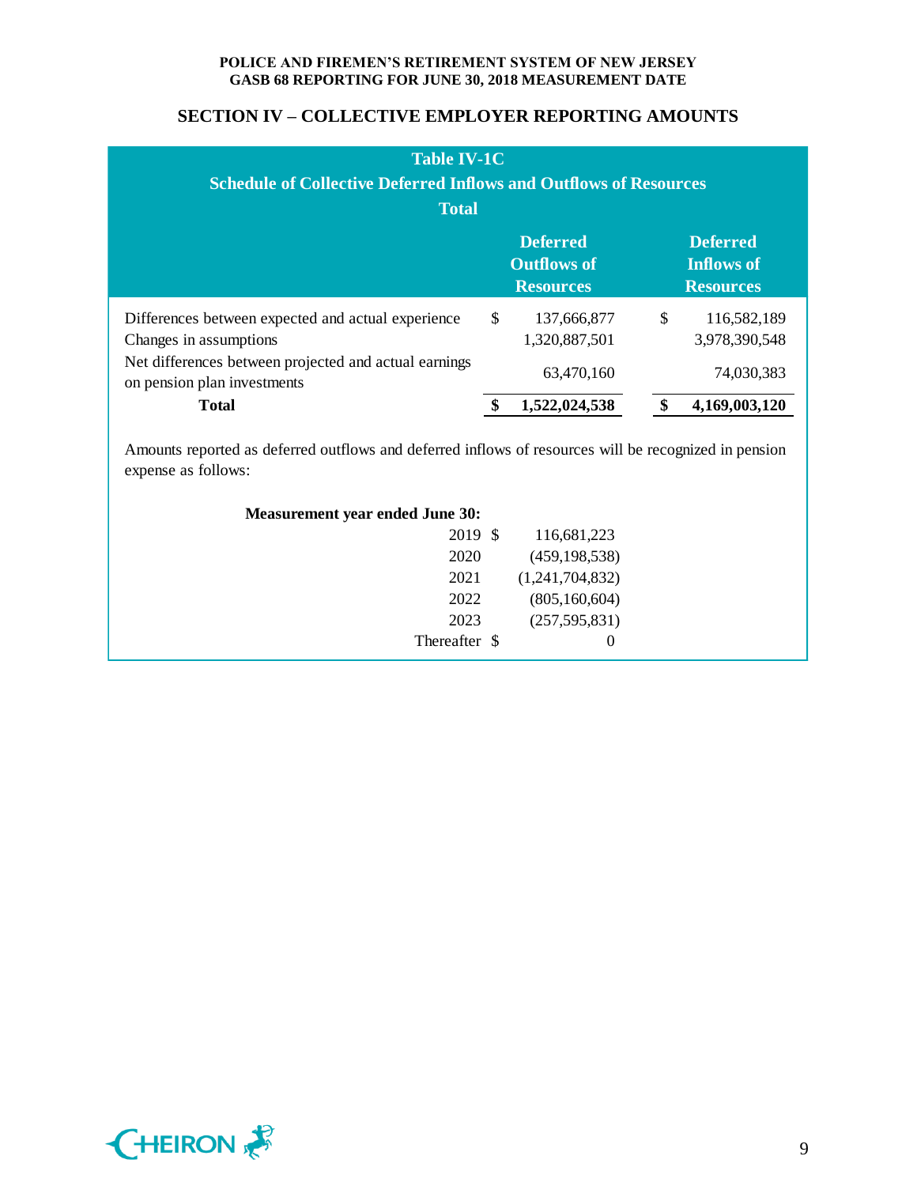## SECTION IV – COLLECTIVE EMPLOYER REPORTING AMOUNTS

**Table IV-1C**
**Schedule of Collective Deferred Inflows and Outflows of Resources**
**Total**

| | Deferred Outflows of Resources | Deferred Inflows of Resources |
|---|---|---|
| Differences between expected and actual experience | $ 137,666,877 | $ 116,582,189 |
| Changes in assumptions | 1,320,887,501 | 3,978,390,548 |
| Net differences between projected and actual earnings on pension plan investments | 63,470,160 | 74,030,383 |
| **Total** | **$ 1,522,024,538** | **$ 4,169,003,120** |

Amounts reported as deferred outflows and deferred inflows of resources will be recognized in pension expense as follows:

| Measurement year ended June 30: | |
|---|---|
| 2019 | $ 116,681,223 |
| 2020 | (459,198,538) |
| 2021 | (1,241,704,832) |
| 2022 | (805,160,604) |
| 2023 | (257,595,831) |
| Thereafter | $ 0 |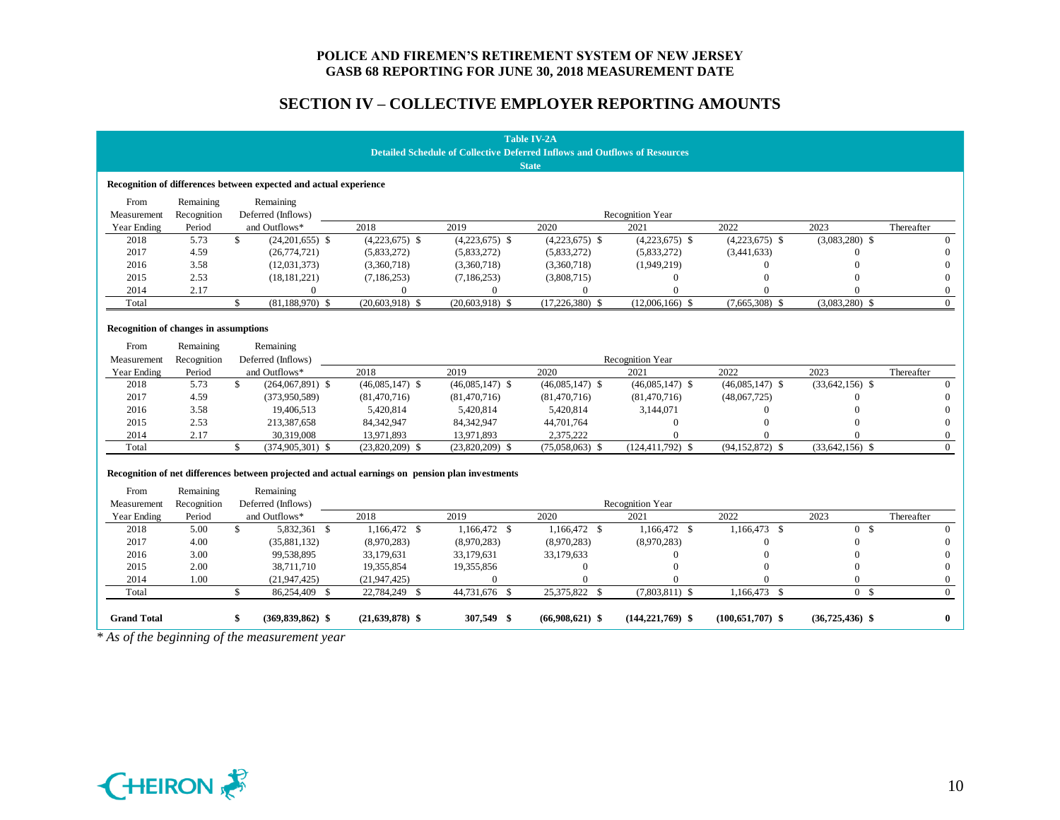# POLICE AND FIREMEN'S RETIREMENT SYSTEM OF NEW JERSEY
## GASB 68 REPORTING FOR JUNE 30, 2018 MEASUREMENT DATE

## SECTION IV – COLLECTIVE EMPLOYER REPORTING AMOUNTS

**Table IV-2A**
**Detailed Schedule of Collective Deferred Inflows and Outflows of Resources**
**State**

**Recognition of differences between expected and actual experience**

| From Measurement Year Ending | Remaining Recognition Period | Remaining Deferred (Inflows) and Outflows* | Recognition Year 2018 | 2019 | 2020 | 2021 | 2022 | 2023 | Thereafter |
|---|---|---|---|---|---|---|---|---|---|
| 2018 | 5.73 | $ (24,201,655) | $ (4,223,675) | $ (4,223,675) | $ (4,223,675) | $ (4,223,675) | $ (4,223,675) | $ (3,083,280) | $ 0 |
| 2017 | 4.59 | (26,774,721) | (5,833,272) | (5,833,272) | (5,833,272) | (5,833,272) | (3,441,633) | 0 | 0 |
| 2016 | 3.58 | (12,031,373) | (3,360,718) | (3,360,718) | (3,360,718) | (1,949,219) | 0 | 0 | 0 |
| 2015 | 2.53 | (18,181,221) | (7,186,253) | (7,186,253) | (3,808,715) | 0 | 0 | 0 | 0 |
| 2014 | 2.17 | 0 | 0 | 0 | 0 | 0 | 0 | 0 | 0 |
| Total | | $ (81,188,970) | $ (20,603,918) | $ (20,603,918) | $ (17,226,380) | $ (12,006,166) | $ (7,665,308) | $ (3,083,280) | $ 0 |

**Recognition of changes in assumptions**

| From Measurement Year Ending | Remaining Recognition Period | Remaining Deferred (Inflows) and Outflows* | Recognition Year 2018 | 2019 | 2020 | 2021 | 2022 | 2023 | Thereafter |
|---|---|---|---|---|---|---|---|---|---|
| 2018 | 5.73 | $ (264,067,891) | $ (46,085,147) | $ (46,085,147) | $ (46,085,147) | $ (46,085,147) | $ (46,085,147) | $ (33,642,156) | $ 0 |
| 2017 | 4.59 | (373,950,589) | (81,470,716) | (81,470,716) | (81,470,716) | (81,470,716) | (48,067,725) | 0 | 0 |
| 2016 | 3.58 | 19,406,513 | 5,420,814 | 5,420,814 | 5,420,814 | 3,144,071 | 0 | 0 | 0 |
| 2015 | 2.53 | 213,387,658 | 84,342,947 | 84,342,947 | 44,701,764 | 0 | 0 | 0 | 0 |
| 2014 | 2.17 | 30,319,008 | 13,971,893 | 13,971,893 | 2,375,222 | 0 | 0 | 0 | 0 |
| Total | | $ (374,905,301) | $ (23,820,209) | $ (23,820,209) | $ (75,058,063) | $ (124,411,792) | $ (94,152,872) | $ (33,642,156) | $ 0 |

**Recognition of net differences between projected and actual earnings on pension plan investments**

| From Measurement Year Ending | Remaining Recognition Period | Remaining Deferred (Inflows) and Outflows* | Recognition Year 2018 | 2019 | 2020 | 2021 | 2022 | 2023 | Thereafter |
|---|---|---|---|---|---|---|---|---|---|
| 2018 | 5.00 | $ 5,832,361 | $ 1,166,472 | $ 1,166,472 | $ 1,166,472 | $ 1,166,472 | $ 1,166,473 | $ 0 | $ 0 |
| 2017 | 4.00 | (35,881,132) | (8,970,283) | (8,970,283) | (8,970,283) | (8,970,283) | 0 | 0 | 0 |
| 2016 | 3.00 | 99,538,895 | 33,179,631 | 33,179,631 | 33,179,633 | 0 | 0 | 0 | 0 |
| 2015 | 2.00 | 38,711,710 | 19,355,854 | 19,355,856 | 0 | 0 | 0 | 0 | 0 |
| 2014 | 1.00 | (21,947,425) | (21,947,425) | 0 | 0 | 0 | 0 | 0 | 0 |
| Total | | $ 86,254,409 | $ 22,784,249 | $ 44,731,676 | $ 25,375,822 | $ (7,803,811) | $ 1,166,473 | $ 0 | $ 0 |
| **Grand Total** | | **$ (369,839,862)** | **$ (21,639,878)** | **$ 307,549** | **$ (66,908,621)** | **$ (144,221,769)** | **$ (100,651,707)** | **$ (36,725,436)** | **$ 0** |

*\* As of the beginning of the measurement year*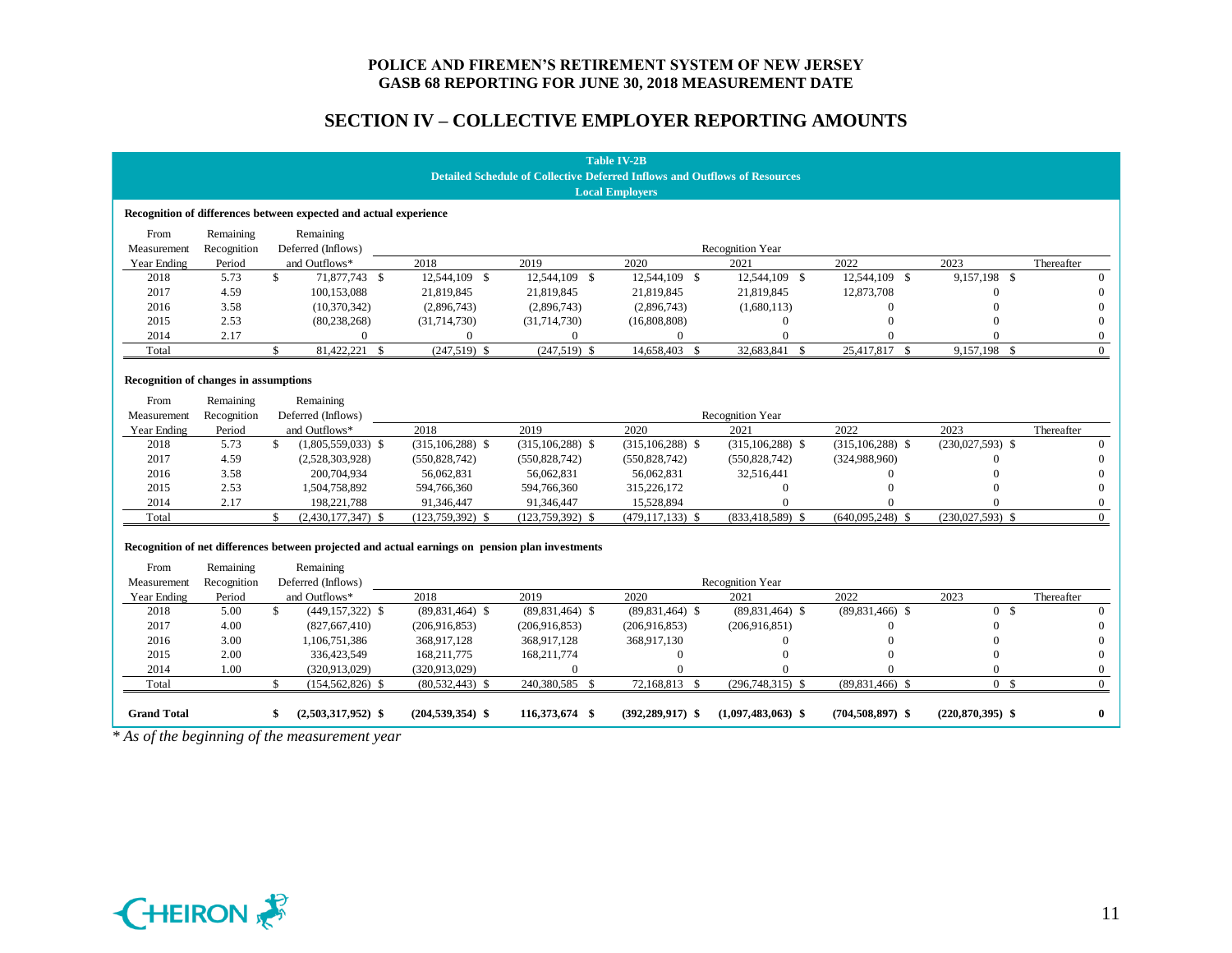# POLICE AND FIREMEN'S RETIREMENT SYSTEM OF NEW JERSEY
## GASB 68 REPORTING FOR JUNE 30, 2018 MEASUREMENT DATE

## SECTION IV – COLLECTIVE EMPLOYER REPORTING AMOUNTS

**Table IV-2B**
**Detailed Schedule of Collective Deferred Inflows and Outflows of Resources**
**Local Employers**

**Recognition of differences between expected and actual experience**

| From Measurement Year Ending | Remaining Recognition Period | Remaining Deferred (Inflows) and Outflows* | Recognition Year 2018 | 2019 | 2020 | 2021 | 2022 | 2023 | Thereafter |
|---|---|---|---|---|---|---|---|---|---|
| 2018 | 5.73 | $ 71,877,743 | $ 12,544,109 | $ 12,544,109 | $ 12,544,109 | $ 12,544,109 | $ 12,544,109 | $ 9,157,198 | $ 0 |
| 2017 | 4.59 | 100,153,088 | 21,819,845 | 21,819,845 | 21,819,845 | 21,819,845 | 12,873,708 | 0 | 0 |
| 2016 | 3.58 | (10,370,342) | (2,896,743) | (2,896,743) | (2,896,743) | (1,680,113) | 0 | 0 | 0 |
| 2015 | 2.53 | (80,238,268) | (31,714,730) | (31,714,730) | (16,808,808) | 0 | 0 | 0 | 0 |
| 2014 | 2.17 | 0 | 0 | 0 | 0 | 0 | 0 | 0 | 0 |
| Total | | $ 81,422,221 | $ (247,519) | $ (247,519) | $ 14,658,403 | $ 32,683,841 | $ 25,417,817 | $ 9,157,198 | $ 0 |

**Recognition of changes in assumptions**

| From Measurement Year Ending | Remaining Recognition Period | Remaining Deferred (Inflows) and Outflows* | Recognition Year 2018 | 2019 | 2020 | 2021 | 2022 | 2023 | Thereafter |
|---|---|---|---|---|---|---|---|---|---|
| 2018 | 5.73 | $ (1,805,559,033) | $ (315,106,288) | $ (315,106,288) | $ (315,106,288) | $ (315,106,288) | $ (315,106,288) | $ (230,027,593) | $ 0 |
| 2017 | 4.59 | (2,528,303,928) | (550,828,742) | (550,828,742) | (550,828,742) | (550,828,742) | (324,988,960) | 0 | 0 |
| 2016 | 3.58 | 200,704,934 | 56,062,831 | 56,062,831 | 56,062,831 | 32,516,441 | 0 | 0 | 0 |
| 2015 | 2.53 | 1,504,758,892 | 594,766,360 | 594,766,360 | 315,226,172 | 0 | 0 | 0 | 0 |
| 2014 | 2.17 | 198,221,788 | 91,346,447 | 91,346,447 | 15,528,894 | 0 | 0 | 0 | 0 |
| Total | | $ (2,430,177,347) | $ (123,759,392) | $ (123,759,392) | $ (479,117,133) | $ (833,418,589) | $ (640,095,248) | $ (230,027,593) | $ 0 |

**Recognition of net differences between projected and actual earnings on pension plan investments**

| From Measurement Year Ending | Remaining Recognition Period | Remaining Deferred (Inflows) and Outflows* | Recognition Year 2018 | 2019 | 2020 | 2021 | 2022 | 2023 | Thereafter |
|---|---|---|---|---|---|---|---|---|---|
| 2018 | 5.00 | $ (449,157,322) | $ (89,831,464) | $ (89,831,464) | $ (89,831,464) | $ (89,831,464) | $ (89,831,466) | $ 0 | $ 0 |
| 2017 | 4.00 | (827,667,410) | (206,916,853) | (206,916,853) | (206,916,853) | (206,916,851) | 0 | 0 | 0 |
| 2016 | 3.00 | 1,106,751,386 | 368,917,128 | 368,917,128 | 368,917,130 | 0 | 0 | 0 | 0 |
| 2015 | 2.00 | 336,423,549 | 168,211,775 | 168,211,774 | 0 | 0 | 0 | 0 | 0 |
| 2014 | 1.00 | (320,913,029) | (320,913,029) | 0 | 0 | 0 | 0 | 0 | 0 |
| Total | | $ (154,562,826) | $ (80,532,443) | $ 240,380,585 | $ 72,168,813 | $ (296,748,315) | $ (89,831,466) | $ 0 | $ 0 |
| **Grand Total** | | **$ (2,503,317,952)** | **$ (204,539,354)** | **$ 116,373,674** | **$ (392,289,917)** | **$ (1,097,483,063)** | **$ (704,508,897)** | **$ (220,870,395)** | **$ 0** |

*\* As of the beginning of the measurement year*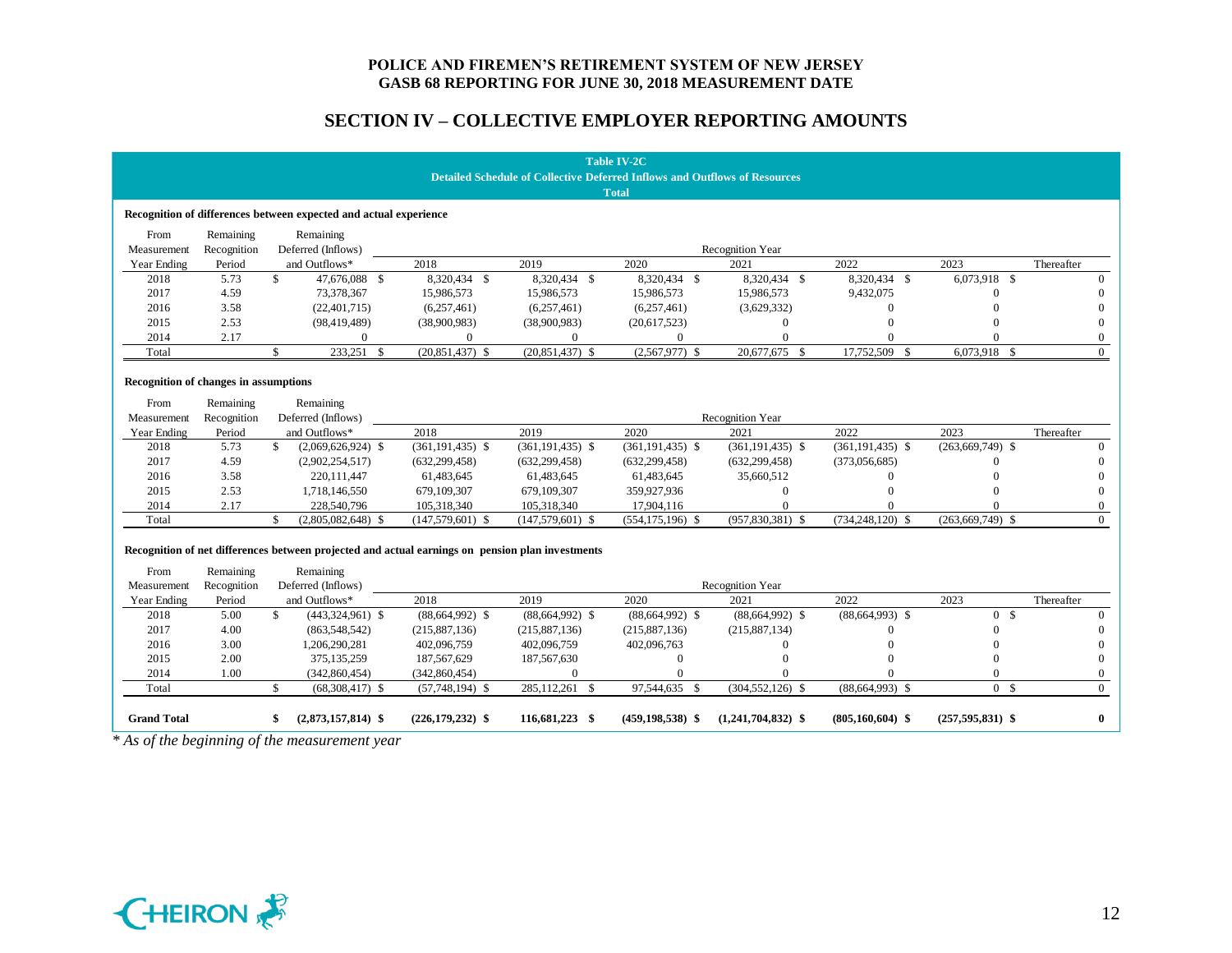# POLICE AND FIREMEN'S RETIREMENT SYSTEM OF NEW JERSEY
# GASB 68 REPORTING FOR JUNE 30, 2018 MEASUREMENT DATE

## SECTION IV – COLLECTIVE EMPLOYER REPORTING AMOUNTS

**Table IV-2C**
**Detailed Schedule of Collective Deferred Inflows and Outflows of Resources**
**Total**

**Recognition of differences between expected and actual experience**

| From Measurement Year Ending | Remaining Recognition Period | Remaining Deferred (Inflows) and Outflows* | Recognition Year 2018 | 2019 | 2020 | 2021 | 2022 | 2023 | Thereafter |
|---|---|---|---|---|---|---|---|---|---|
| 2018 | 5.73 | $ 47,676,088 | $ 8,320,434 | $ 8,320,434 | $ 8,320,434 | $ 8,320,434 | $ 8,320,434 | $ 6,073,918 | $ 0 |
| 2017 | 4.59 | 73,378,367 | 15,986,573 | 15,986,573 | 15,986,573 | 15,986,573 | 9,432,075 | 0 | 0 |
| 2016 | 3.58 | (22,401,715) | (6,257,461) | (6,257,461) | (6,257,461) | (3,629,332) | 0 | 0 | 0 |
| 2015 | 2.53 | (98,419,489) | (38,900,983) | (38,900,983) | (20,617,523) | 0 | 0 | 0 | 0 |
| 2014 | 2.17 | 0 | 0 | 0 | 0 | 0 | 0 | 0 | 0 |
| Total | | $ 233,251 | $ (20,851,437) | $ (20,851,437) | $ (2,567,977) | $ 20,677,675 | $ 17,752,509 | $ 6,073,918 | $ 0 |

**Recognition of changes in assumptions**

| From Measurement Year Ending | Remaining Recognition Period | Remaining Deferred (Inflows) and Outflows* | Recognition Year 2018 | 2019 | 2020 | 2021 | 2022 | 2023 | Thereafter |
|---|---|---|---|---|---|---|---|---|---|
| 2018 | 5.73 | $ (2,069,626,924) | $ (361,191,435) | $ (361,191,435) | $ (361,191,435) | $ (361,191,435) | $ (361,191,435) | $ (263,669,749) | $ 0 |
| 2017 | 4.59 | (2,902,254,517) | (632,299,458) | (632,299,458) | (632,299,458) | (632,299,458) | (373,056,685) | 0 | 0 |
| 2016 | 3.58 | 220,111,447 | 61,483,645 | 61,483,645 | 61,483,645 | 35,660,512 | 0 | 0 | 0 |
| 2015 | 2.53 | 1,718,146,550 | 679,109,307 | 679,109,307 | 359,927,936 | 0 | 0 | 0 | 0 |
| 2014 | 2.17 | 228,540,796 | 105,318,340 | 105,318,340 | 17,904,116 | 0 | 0 | 0 | 0 |
| Total | | $ (2,805,082,648) | $ (147,579,601) | $ (147,579,601) | $ (554,175,196) | $ (957,830,381) | $ (734,248,120) | $ (263,669,749) | $ 0 |

**Recognition of net differences between projected and actual earnings on pension plan investments**

| From Measurement Year Ending | Remaining Recognition Period | Remaining Deferred (Inflows) and Outflows* | Recognition Year 2018 | 2019 | 2020 | 2021 | 2022 | 2023 | Thereafter |
|---|---|---|---|---|---|---|---|---|---|
| 2018 | 5.00 | $ (443,324,961) | $ (88,664,992) | $ (88,664,992) | $ (88,664,992) | $ (88,664,992) | $ (88,664,993) | $ 0 | $ 0 |
| 2017 | 4.00 | (863,548,542) | (215,887,136) | (215,887,136) | (215,887,136) | (215,887,134) | 0 | 0 | 0 |
| 2016 | 3.00 | 1,206,290,281 | 402,096,759 | 402,096,759 | 402,096,763 | 0 | 0 | 0 | 0 |
| 2015 | 2.00 | 375,135,259 | 187,567,629 | 187,567,630 | 0 | 0 | 0 | 0 | 0 |
| 2014 | 1.00 | (342,860,454) | (342,860,454) | 0 | 0 | 0 | 0 | 0 | 0 |
| Total | | $ (68,308,417) | $ (57,748,194) | $ 285,112,261 | $ 97,544,635 | $ (304,552,126) | $ (88,664,993) | $ 0 | $ 0 |
| **Grand Total** | | **$ (2,873,157,814)** | **$ (226,179,232)** | **$ 116,681,223** | **$ (459,198,538)** | **$ (1,241,704,832)** | **$ (805,160,604)** | **$ (257,595,831)** | **$ 0** |

*\* As of the beginning of the measurement year*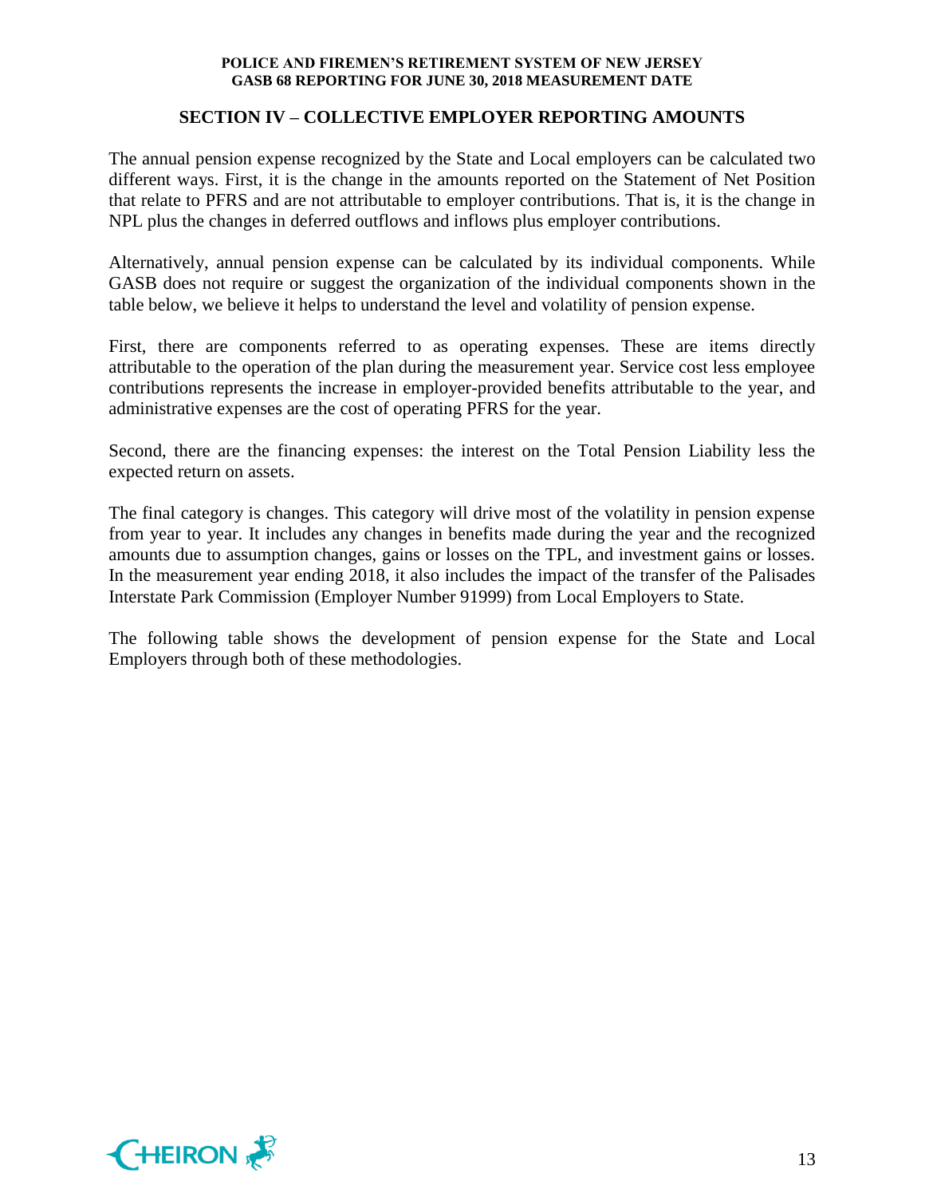## SECTION IV – COLLECTIVE EMPLOYER REPORTING AMOUNTS

The annual pension expense recognized by the State and Local employers can be calculated two different ways. First, it is the change in the amounts reported on the Statement of Net Position that relate to PFRS and are not attributable to employer contributions. That is, it is the change in NPL plus the changes in deferred outflows and inflows plus employer contributions.

Alternatively, annual pension expense can be calculated by its individual components. While GASB does not require or suggest the organization of the individual components shown in the table below, we believe it helps to understand the level and volatility of pension expense.

First, there are components referred to as operating expenses. These are items directly attributable to the operation of the plan during the measurement year. Service cost less employee contributions represents the increase in employer-provided benefits attributable to the year, and administrative expenses are the cost of operating PFRS for the year.

Second, there are the financing expenses: the interest on the Total Pension Liability less the expected return on assets.

The final category is changes. This category will drive most of the volatility in pension expense from year to year. It includes any changes in benefits made during the year and the recognized amounts due to assumption changes, gains or losses on the TPL, and investment gains or losses. In the measurement year ending 2018, it also includes the impact of the transfer of the Palisades Interstate Park Commission (Employer Number 91999) from Local Employers to State.

The following table shows the development of pension expense for the State and Local Employers through both of these methodologies.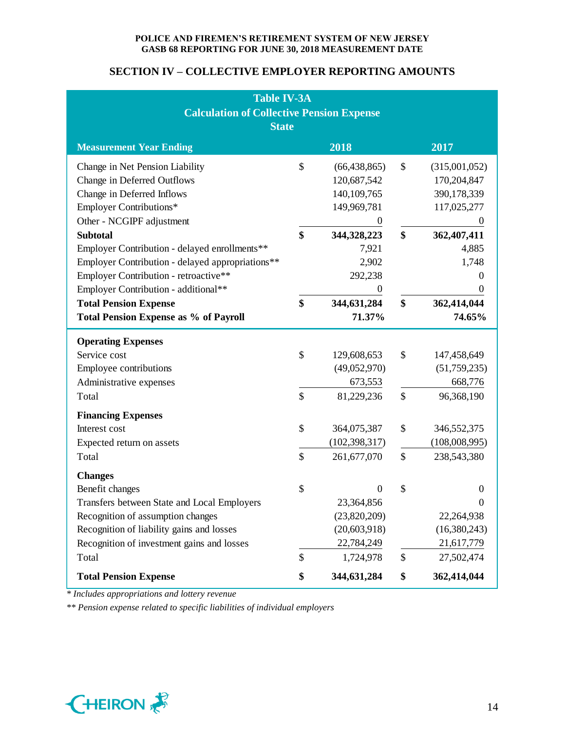POLICE AND FIREMEN'S RETIREMENT SYSTEM OF NEW JERSEY
GASB 68 REPORTING FOR JUNE 30, 2018 MEASUREMENT DATE

## SECTION IV – COLLECTIVE EMPLOYER REPORTING AMOUNTS

**Table IV-3A**
**Calculation of Collective Pension Expense**
**State**

| Measurement Year Ending | 2018 | 2017 |
|---|---|---|
| Change in Net Pension Liability | $ (66,438,865) | $ (315,001,052) |
| Change in Deferred Outflows | 120,687,542 | 170,204,847 |
| Change in Deferred Inflows | 140,109,765 | 390,178,339 |
| Employer Contributions* | 149,969,781 | 117,025,277 |
| Other - NCGIPF adjustment | 0 | 0 |
| **Subtotal** | **$ 344,328,223** | **$ 362,407,411** |
| Employer Contribution - delayed enrollments** | 7,921 | 4,885 |
| Employer Contribution - delayed appropriations** | 2,902 | 1,748 |
| Employer Contribution - retroactive** | 292,238 | 0 |
| Employer Contribution - additional** | 0 | 0 |
| **Total Pension Expense** | **$ 344,631,284** | **$ 362,414,044** |
| **Total Pension Expense as % of Payroll** | **71.37%** | **74.65%** |
| **Operating Expenses** | | |
| Service cost | $ 129,608,653 | $ 147,458,649 |
| Employee contributions | (49,052,970) | (51,759,235) |
| Administrative expenses | 673,553 | 668,776 |
| Total | $ 81,229,236 | $ 96,368,190 |
| **Financing Expenses** | | |
| Interest cost | $ 364,075,387 | $ 346,552,375 |
| Expected return on assets | (102,398,317) | (108,008,995) |
| Total | $ 261,677,070 | $ 238,543,380 |
| **Changes** | | |
| Benefit changes | $ 0 | $ 0 |
| Transfers between State and Local Employers | 23,364,856 | 0 |
| Recognition of assumption changes | (23,820,209) | 22,264,938 |
| Recognition of liability gains and losses | (20,603,918) | (16,380,243) |
| Recognition of investment gains and losses | 22,784,249 | 21,617,779 |
| Total | $ 1,724,978 | $ 27,502,474 |
| **Total Pension Expense** | **$ 344,631,284** | **$ 362,414,044** |

*\* Includes appropriations and lottery revenue*

*\*\* Pension expense related to specific liabilities of individual employers*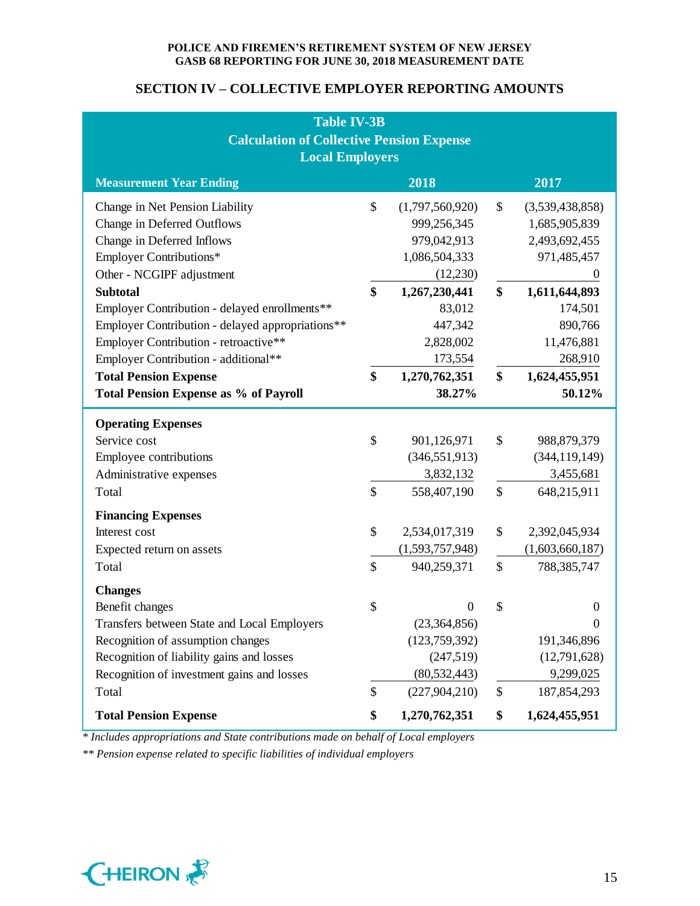POLICE AND FIREMEN'S RETIREMENT SYSTEM OF NEW JERSEY
GASB 68 REPORTING FOR JUNE 30, 2018 MEASUREMENT DATE

## SECTION IV – COLLECTIVE EMPLOYER REPORTING AMOUNTS

### Table IV-3B
### Calculation of Collective Pension Expense
### Local Employers

| Measurement Year Ending | 2018 | 2017 |
|---|---|---|
| Change in Net Pension Liability | $ (1,797,560,920) | $ (3,539,438,858) |
| Change in Deferred Outflows | 999,256,345 | 1,685,905,839 |
| Change in Deferred Inflows | 979,042,913 | 2,493,692,455 |
| Employer Contributions* | 1,086,504,333 | 971,485,457 |
| Other - NCGIPF adjustment | (12,230) | 0 |
| **Subtotal** | **$ 1,267,230,441** | **$ 1,611,644,893** |
| Employer Contribution - delayed enrollments** | 83,012 | 174,501 |
| Employer Contribution - delayed appropriations** | 447,342 | 890,766 |
| Employer Contribution - retroactive** | 2,828,002 | 11,476,881 |
| Employer Contribution - additional** | 173,554 | 268,910 |
| **Total Pension Expense** | **$ 1,270,762,351** | **$ 1,624,455,951** |
| **Total Pension Expense as % of Payroll** | **38.27%** | **50.12%** |
| **Operating Expenses** | | |
| Service cost | $ 901,126,971 | $ 988,879,379 |
| Employee contributions | (346,551,913) | (344,119,149) |
| Administrative expenses | 3,832,132 | 3,455,681 |
| Total | $ 558,407,190 | $ 648,215,911 |
| **Financing Expenses** | | |
| Interest cost | $ 2,534,017,319 | $ 2,392,045,934 |
| Expected return on assets | (1,593,757,948) | (1,603,660,187) |
| Total | $ 940,259,371 | $ 788,385,747 |
| **Changes** | | |
| Benefit changes | $ 0 | $ 0 |
| Transfers between State and Local Employers | (23,364,856) | 0 |
| Recognition of assumption changes | (123,759,392) | 191,346,896 |
| Recognition of liability gains and losses | (247,519) | (12,791,628) |
| Recognition of investment gains and losses | (80,532,443) | 9,299,025 |
| Total | $ (227,904,210) | $ 187,854,293 |
| **Total Pension Expense** | **$ 1,270,762,351** | **$ 1,624,455,951** |

*\* Includes appropriations and State contributions made on behalf of Local employers*

*\*\* Pension expense related to specific liabilities of individual employers*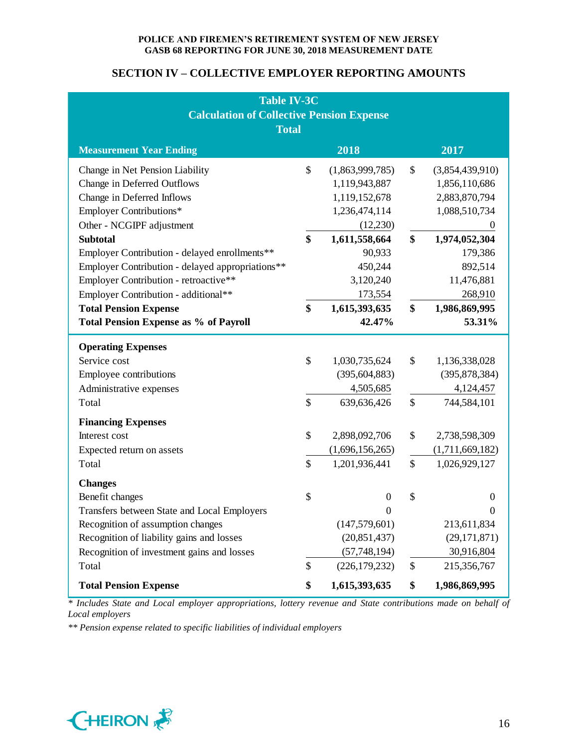## SECTION IV – COLLECTIVE EMPLOYER REPORTING AMOUNTS

**Table IV-3C**
**Calculation of Collective Pension Expense**
**Total**

| Measurement Year Ending | | 2018 | | 2017 |
|---|---|---|---|---|
| Change in Net Pension Liability | $ | (1,863,999,785) | $ | (3,854,439,910) |
| Change in Deferred Outflows | | 1,119,943,887 | | 1,856,110,686 |
| Change in Deferred Inflows | | 1,119,152,678 | | 2,883,870,794 |
| Employer Contributions* | | 1,236,474,114 | | 1,088,510,734 |
| Other - NCGIPF adjustment | | (12,230) | | 0 |
| **Subtotal** | **$** | **1,611,558,664** | **$** | **1,974,052,304** |
| Employer Contribution - delayed enrollments** | | 90,933 | | 179,386 |
| Employer Contribution - delayed appropriations** | | 450,244 | | 892,514 |
| Employer Contribution - retroactive** | | 3,120,240 | | 11,476,881 |
| Employer Contribution - additional** | | 173,554 | | 268,910 |
| **Total Pension Expense** | **$** | **1,615,393,635** | **$** | **1,986,869,995** |
| **Total Pension Expense as % of Payroll** | | **42.47%** | | **53.31%** |
| **Operating Expenses** | | | | |
| Service cost | $ | 1,030,735,624 | $ | 1,136,338,028 |
| Employee contributions | | (395,604,883) | | (395,878,384) |
| Administrative expenses | | 4,505,685 | | 4,124,457 |
| Total | $ | 639,636,426 | $ | 744,584,101 |
| **Financing Expenses** | | | | |
| Interest cost | $ | 2,898,092,706 | $ | 2,738,598,309 |
| Expected return on assets | | (1,696,156,265) | | (1,711,669,182) |
| Total | $ | 1,201,936,441 | $ | 1,026,929,127 |
| **Changes** | | | | |
| Benefit changes | $ | 0 | $ | 0 |
| Transfers between State and Local Employers | | 0 | | 0 |
| Recognition of assumption changes | | (147,579,601) | | 213,611,834 |
| Recognition of liability gains and losses | | (20,851,437) | | (29,171,871) |
| Recognition of investment gains and losses | | (57,748,194) | | 30,916,804 |
| Total | $ | (226,179,232) | $ | 215,356,767 |
| **Total Pension Expense** | **$** | **1,615,393,635** | **$** | **1,986,869,995** |

*\* Includes State and Local employer appropriations, lottery revenue and State contributions made on behalf of Local employers*

*\*\* Pension expense related to specific liabilities of individual employers*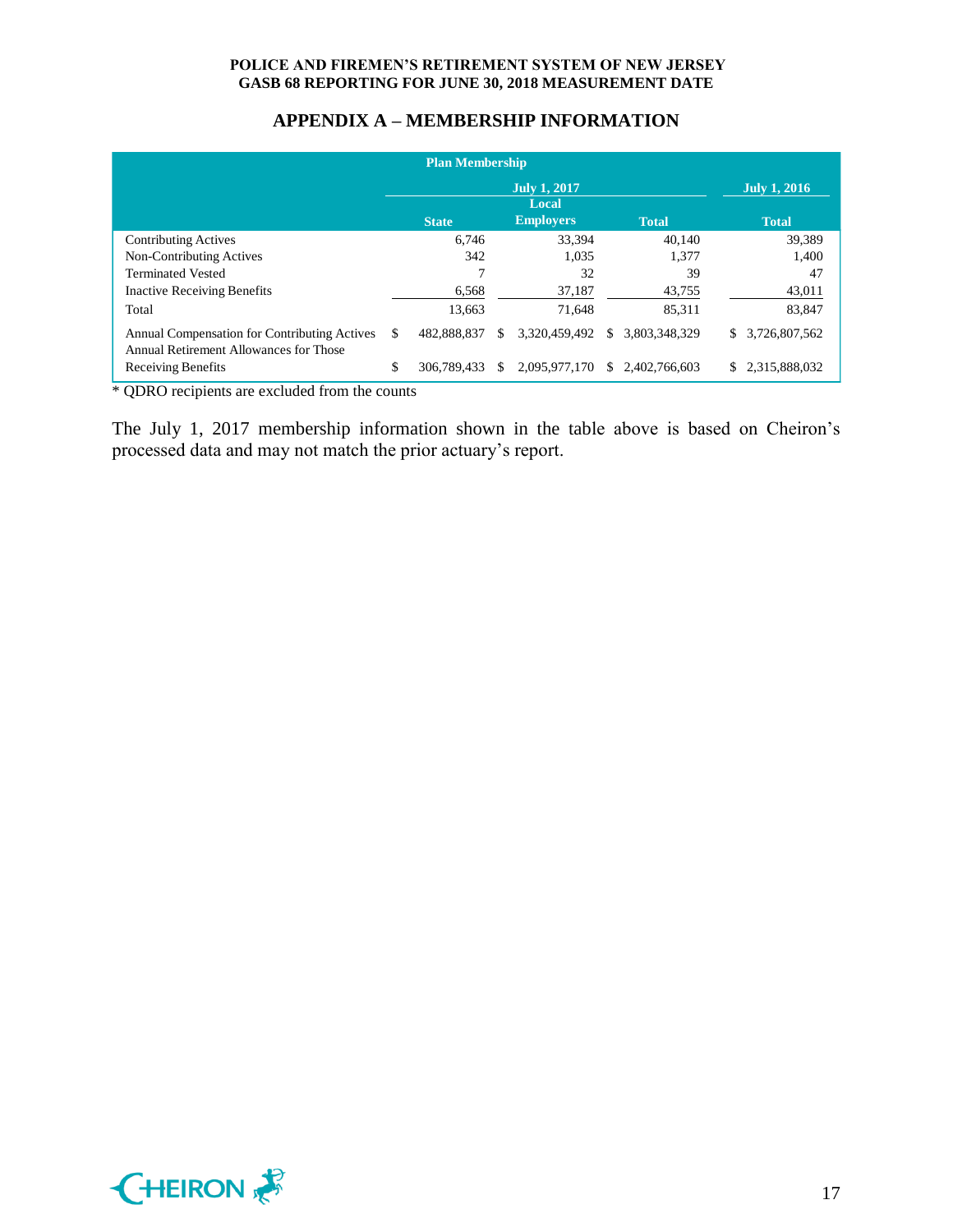## APPENDIX A – MEMBERSHIP INFORMATION

| Plan Membership | | | | |
|---|---|---|---|---|
| | July 1, 2017 | | | July 1, 2016 |
| | State | Local Employers | Total | Total |
| Contributing Actives | 6,746 | 33,394 | 40,140 | 39,389 |
| Non-Contributing Actives | 342 | 1,035 | 1,377 | 1,400 |
| Terminated Vested | 7 | 32 | 39 | 47 |
| Inactive Receiving Benefits | 6,568 | 37,187 | 43,755 | 43,011 |
| Total | 13,663 | 71,648 | 85,311 | 83,847 |
| Annual Compensation for Contributing Actives | $ 482,888,837 | $ 3,320,459,492 | $ 3,803,348,329 | $ 3,726,807,562 |
| Annual Retirement Allowances for Those Receiving Benefits | $ 306,789,433 | $ 2,095,977,170 | $ 2,402,766,603 | $ 2,315,888,032 |

* QDRO recipients are excluded from the counts

The July 1, 2017 membership information shown in the table above is based on Cheiron's processed data and may not match the prior actuary's report.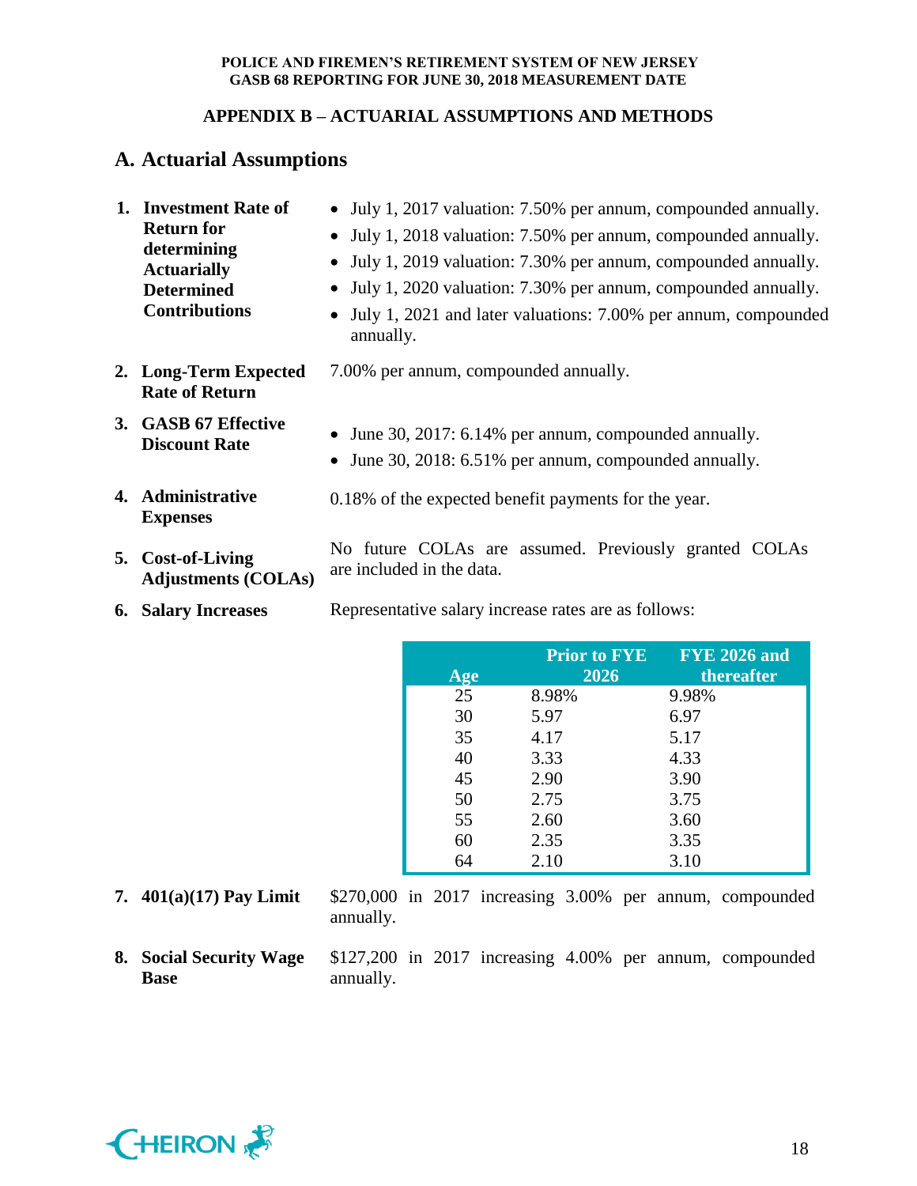## APPENDIX B – ACTUARIAL ASSUMPTIONS AND METHODS

## A. Actuarial Assumptions

1. **Investment Rate of Return for determining Actuarially Determined Contributions**
   - July 1, 2017 valuation: 7.50% per annum, compounded annually.
   - July 1, 2018 valuation: 7.50% per annum, compounded annually.
   - July 1, 2019 valuation: 7.30% per annum, compounded annually.
   - July 1, 2020 valuation: 7.30% per annum, compounded annually.
   - July 1, 2021 and later valuations: 7.00% per annum, compounded annually.

2. **Long-Term Expected Rate of Return**

   7.00% per annum, compounded annually.

3. **GASB 67 Effective Discount Rate**
   - June 30, 2017: 6.14% per annum, compounded annually.
   - June 30, 2018: 6.51% per annum, compounded annually.

4. **Administrative Expenses**

   0.18% of the expected benefit payments for the year.

5. **Cost-of-Living Adjustments (COLAs)**

   No future COLAs are assumed. Previously granted COLAs are included in the data.

6. **Salary Increases**

   Representative salary increase rates are as follows:

| Age | Prior to FYE 2026 | FYE 2026 and thereafter |
|---|---|---|
| 25 | 8.98% | 9.98% |
| 30 | 5.97 | 6.97 |
| 35 | 4.17 | 5.17 |
| 40 | 3.33 | 4.33 |
| 45 | 2.90 | 3.90 |
| 50 | 2.75 | 3.75 |
| 55 | 2.60 | 3.60 |
| 60 | 2.35 | 3.35 |
| 64 | 2.10 | 3.10 |

7. **401(a)(17) Pay Limit**

   $270,000 in 2017 increasing 3.00% per annum, compounded annually.

8. **Social Security Wage Base**

   $127,200 in 2017 increasing 4.00% per annum, compounded annually.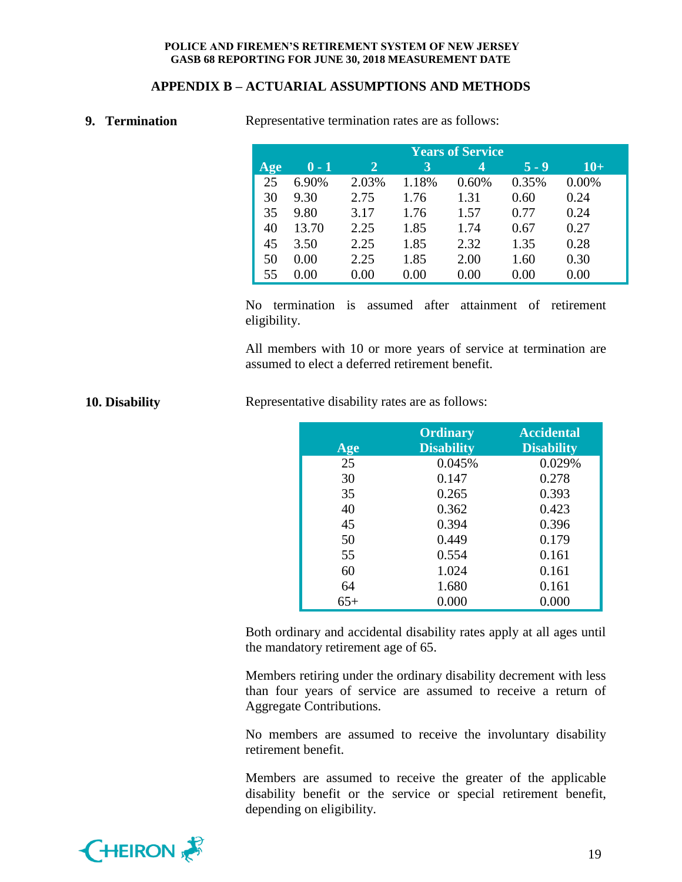## APPENDIX B – ACTUARIAL ASSUMPTIONS AND METHODS

**9. Termination**

Representative termination rates are as follows:

| | Years of Service | | | | | |
|---|---|---|---|---|---|---|
| Age | 0 - 1 | 2 | 3 | 4 | 5 - 9 | 10+ |
| 25 | 6.90% | 2.03% | 1.18% | 0.60% | 0.35% | 0.00% |
| 30 | 9.30 | 2.75 | 1.76 | 1.31 | 0.60 | 0.24 |
| 35 | 9.80 | 3.17 | 1.76 | 1.57 | 0.77 | 0.24 |
| 40 | 13.70 | 2.25 | 1.85 | 1.74 | 0.67 | 0.27 |
| 45 | 3.50 | 2.25 | 1.85 | 2.32 | 1.35 | 0.28 |
| 50 | 0.00 | 2.25 | 1.85 | 2.00 | 1.60 | 0.30 |
| 55 | 0.00 | 0.00 | 0.00 | 0.00 | 0.00 | 0.00 |

No termination is assumed after attainment of retirement eligibility.

All members with 10 or more years of service at termination are assumed to elect a deferred retirement benefit.

**10. Disability**

Representative disability rates are as follows:

| Age | Ordinary Disability | Accidental Disability |
|---|---|---|
| 25 | 0.045% | 0.029% |
| 30 | 0.147 | 0.278 |
| 35 | 0.265 | 0.393 |
| 40 | 0.362 | 0.423 |
| 45 | 0.394 | 0.396 |
| 50 | 0.449 | 0.179 |
| 55 | 0.554 | 0.161 |
| 60 | 1.024 | 0.161 |
| 64 | 1.680 | 0.161 |
| 65+ | 0.000 | 0.000 |

Both ordinary and accidental disability rates apply at all ages until the mandatory retirement age of 65.

Members retiring under the ordinary disability decrement with less than four years of service are assumed to receive a return of Aggregate Contributions.

No members are assumed to receive the involuntary disability retirement benefit.

Members are assumed to receive the greater of the applicable disability benefit or the service or special retirement benefit, depending on eligibility.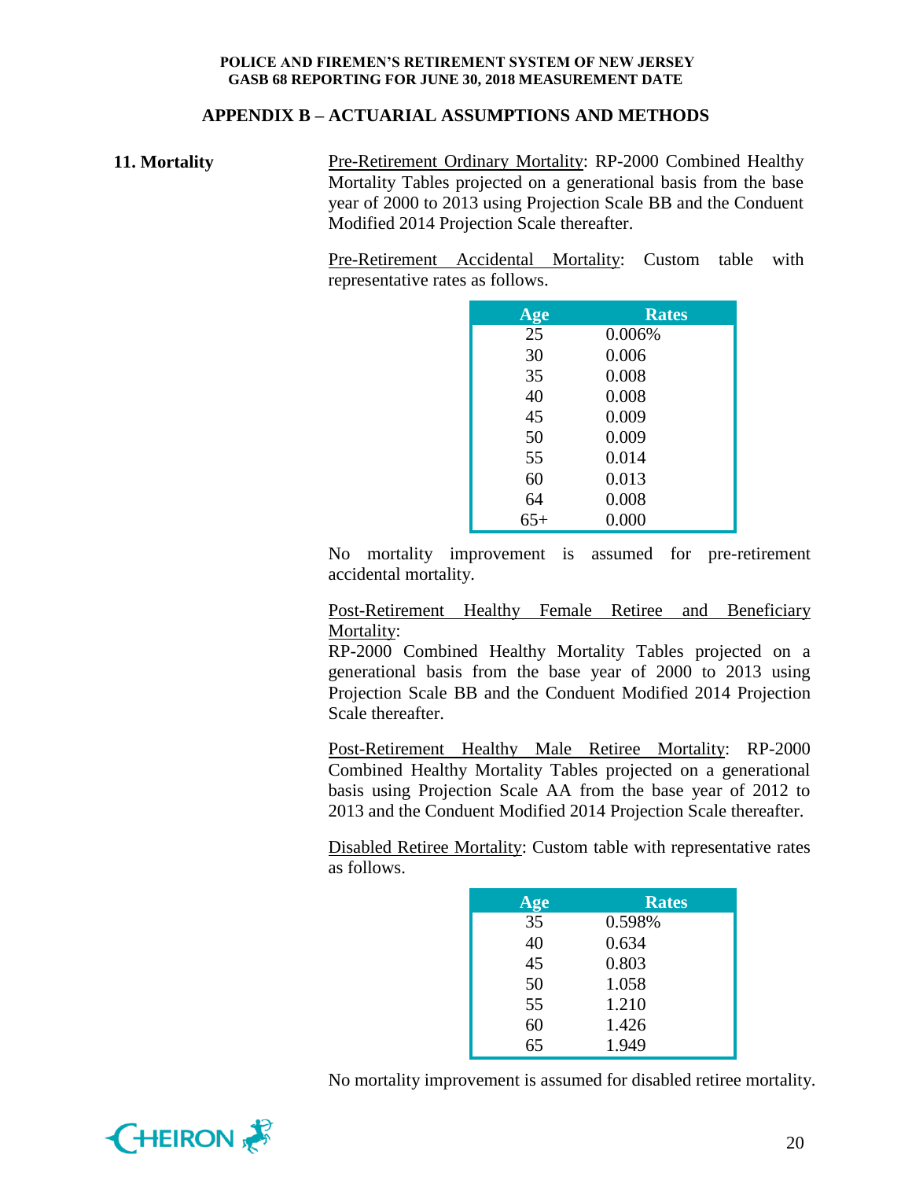## APPENDIX B – ACTUARIAL ASSUMPTIONS AND METHODS

**11. Mortality**

Pre-Retirement Ordinary Mortality: RP-2000 Combined Healthy Mortality Tables projected on a generational basis from the base year of 2000 to 2013 using Projection Scale BB and the Conduent Modified 2014 Projection Scale thereafter.

Pre-Retirement Accidental Mortality: Custom table with representative rates as follows.

| Age | Rates |
|---|---|
| 25 | 0.006% |
| 30 | 0.006 |
| 35 | 0.008 |
| 40 | 0.008 |
| 45 | 0.009 |
| 50 | 0.009 |
| 55 | 0.014 |
| 60 | 0.013 |
| 64 | 0.008 |
| 65+ | 0.000 |

No mortality improvement is assumed for pre-retirement accidental mortality.

Post-Retirement Healthy Female Retiree and Beneficiary Mortality:
RP-2000 Combined Healthy Mortality Tables projected on a generational basis from the base year of 2000 to 2013 using Projection Scale BB and the Conduent Modified 2014 Projection Scale thereafter.

Post-Retirement Healthy Male Retiree Mortality: RP-2000 Combined Healthy Mortality Tables projected on a generational basis using Projection Scale AA from the base year of 2012 to 2013 and the Conduent Modified 2014 Projection Scale thereafter.

Disabled Retiree Mortality: Custom table with representative rates as follows.

| Age | Rates |
|---|---|
| 35 | 0.598% |
| 40 | 0.634 |
| 45 | 0.803 |
| 50 | 1.058 |
| 55 | 1.210 |
| 60 | 1.426 |
| 65 | 1.949 |

No mortality improvement is assumed for disabled retiree mortality.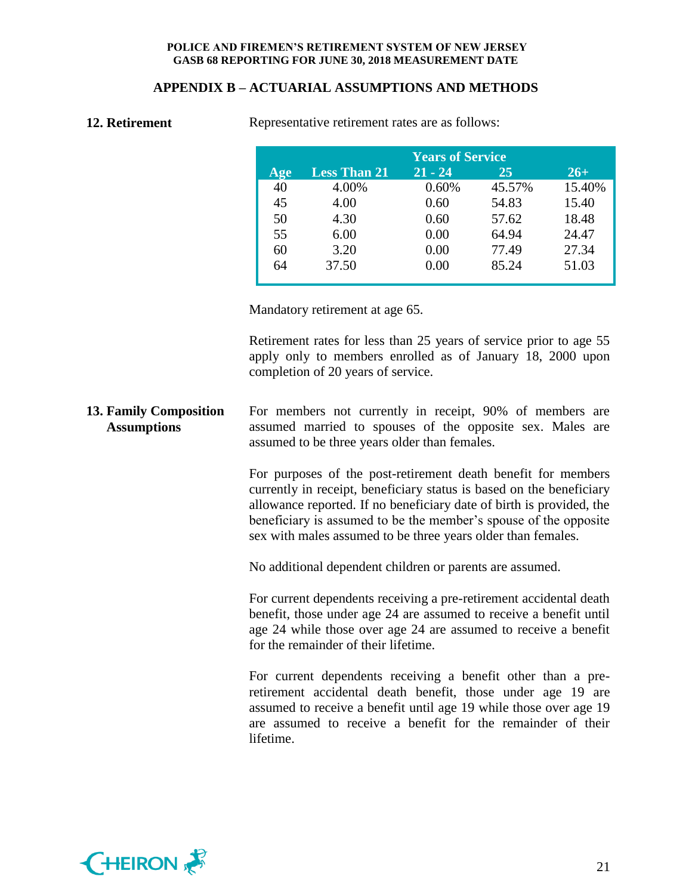## APPENDIX B – ACTUARIAL ASSUMPTIONS AND METHODS

**12. Retirement**

Representative retirement rates are as follows:

| | Years of Service | | | |
|---|---|---|---|---|
| **Age** | **Less Than 21** | **21 - 24** | **25** | **26+** |
| 40 | 4.00% | 0.60% | 45.57% | 15.40% |
| 45 | 4.00 | 0.60 | 54.83 | 15.40 |
| 50 | 4.30 | 0.60 | 57.62 | 18.48 |
| 55 | 6.00 | 0.00 | 64.94 | 24.47 |
| 60 | 3.20 | 0.00 | 77.49 | 27.34 |
| 64 | 37.50 | 0.00 | 85.24 | 51.03 |

Mandatory retirement at age 65.

Retirement rates for less than 25 years of service prior to age 55 apply only to members enrolled as of January 18, 2000 upon completion of 20 years of service.

**13. Family Composition Assumptions**

For members not currently in receipt, 90% of members are assumed married to spouses of the opposite sex. Males are assumed to be three years older than females.

For purposes of the post-retirement death benefit for members currently in receipt, beneficiary status is based on the beneficiary allowance reported. If no beneficiary date of birth is provided, the beneficiary is assumed to be the member's spouse of the opposite sex with males assumed to be three years older than females.

No additional dependent children or parents are assumed.

For current dependents receiving a pre-retirement accidental death benefit, those under age 24 are assumed to receive a benefit until age 24 while those over age 24 are assumed to receive a benefit for the remainder of their lifetime.

For current dependents receiving a benefit other than a pre-retirement accidental death benefit, those under age 19 are assumed to receive a benefit until age 19 while those over age 19 are assumed to receive a benefit for the remainder of their lifetime.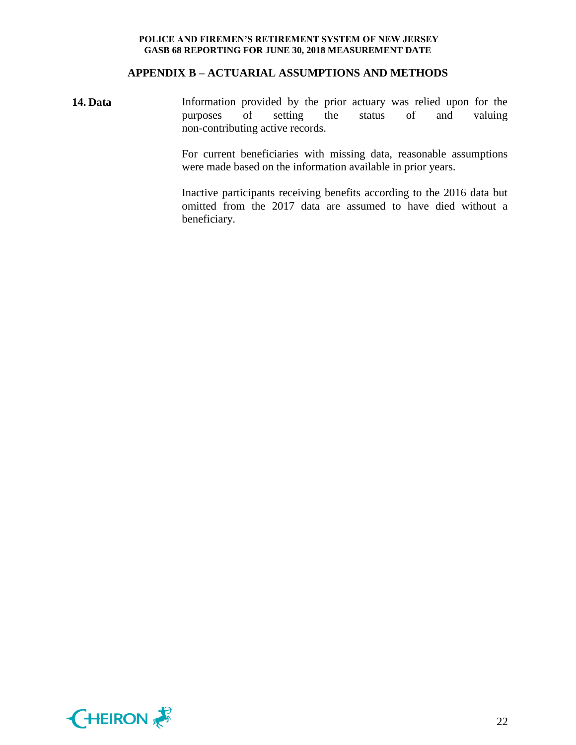## APPENDIX B – ACTUARIAL ASSUMPTIONS AND METHODS

**14. Data**

Information provided by the prior actuary was relied upon for the purposes of setting the status of and valuing non-contributing active records.

For current beneficiaries with missing data, reasonable assumptions were made based on the information available in prior years.

Inactive participants receiving benefits according to the 2016 data but omitted from the 2017 data are assumed to have died without a beneficiary.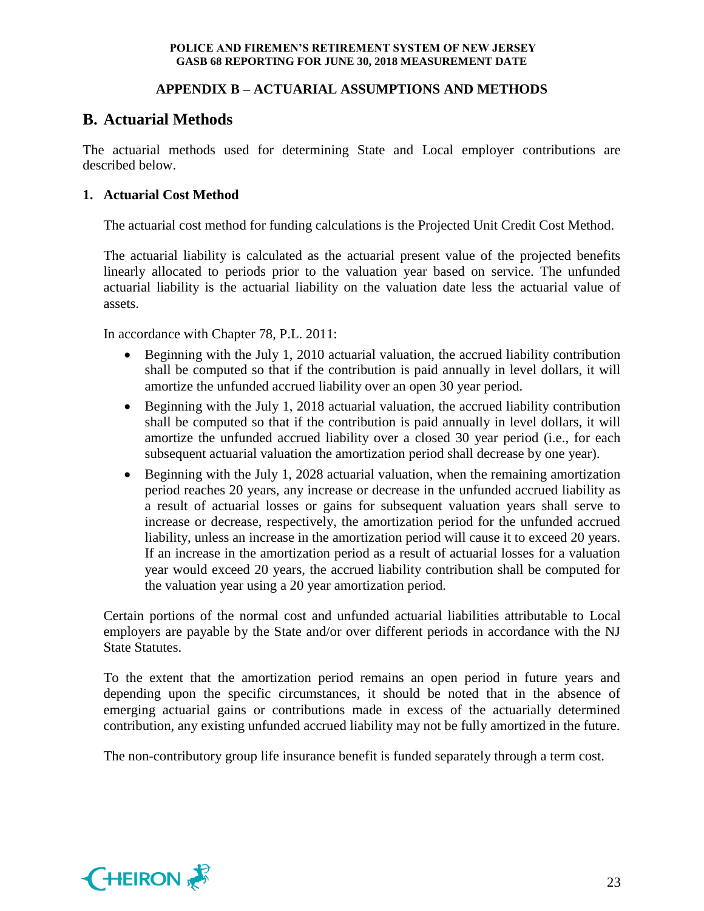## APPENDIX B – ACTUARIAL ASSUMPTIONS AND METHODS

## B. Actuarial Methods

The actuarial methods used for determining State and Local employer contributions are described below.

### 1. Actuarial Cost Method

The actuarial cost method for funding calculations is the Projected Unit Credit Cost Method.

The actuarial liability is calculated as the actuarial present value of the projected benefits linearly allocated to periods prior to the valuation year based on service. The unfunded actuarial liability is the actuarial liability on the valuation date less the actuarial value of assets.

In accordance with Chapter 78, P.L. 2011:

- Beginning with the July 1, 2010 actuarial valuation, the accrued liability contribution shall be computed so that if the contribution is paid annually in level dollars, it will amortize the unfunded accrued liability over an open 30 year period.
- Beginning with the July 1, 2018 actuarial valuation, the accrued liability contribution shall be computed so that if the contribution is paid annually in level dollars, it will amortize the unfunded accrued liability over a closed 30 year period (i.e., for each subsequent actuarial valuation the amortization period shall decrease by one year).
- Beginning with the July 1, 2028 actuarial valuation, when the remaining amortization period reaches 20 years, any increase or decrease in the unfunded accrued liability as a result of actuarial losses or gains for subsequent valuation years shall serve to increase or decrease, respectively, the amortization period for the unfunded accrued liability, unless an increase in the amortization period will cause it to exceed 20 years. If an increase in the amortization period as a result of actuarial losses for a valuation year would exceed 20 years, the accrued liability contribution shall be computed for the valuation year using a 20 year amortization period.

Certain portions of the normal cost and unfunded actuarial liabilities attributable to Local employers are payable by the State and/or over different periods in accordance with the NJ State Statutes.

To the extent that the amortization period remains an open period in future years and depending upon the specific circumstances, it should be noted that in the absence of emerging actuarial gains or contributions made in excess of the actuarially determined contribution, any existing unfunded accrued liability may not be fully amortized in the future.

The non-contributory group life insurance benefit is funded separately through a term cost.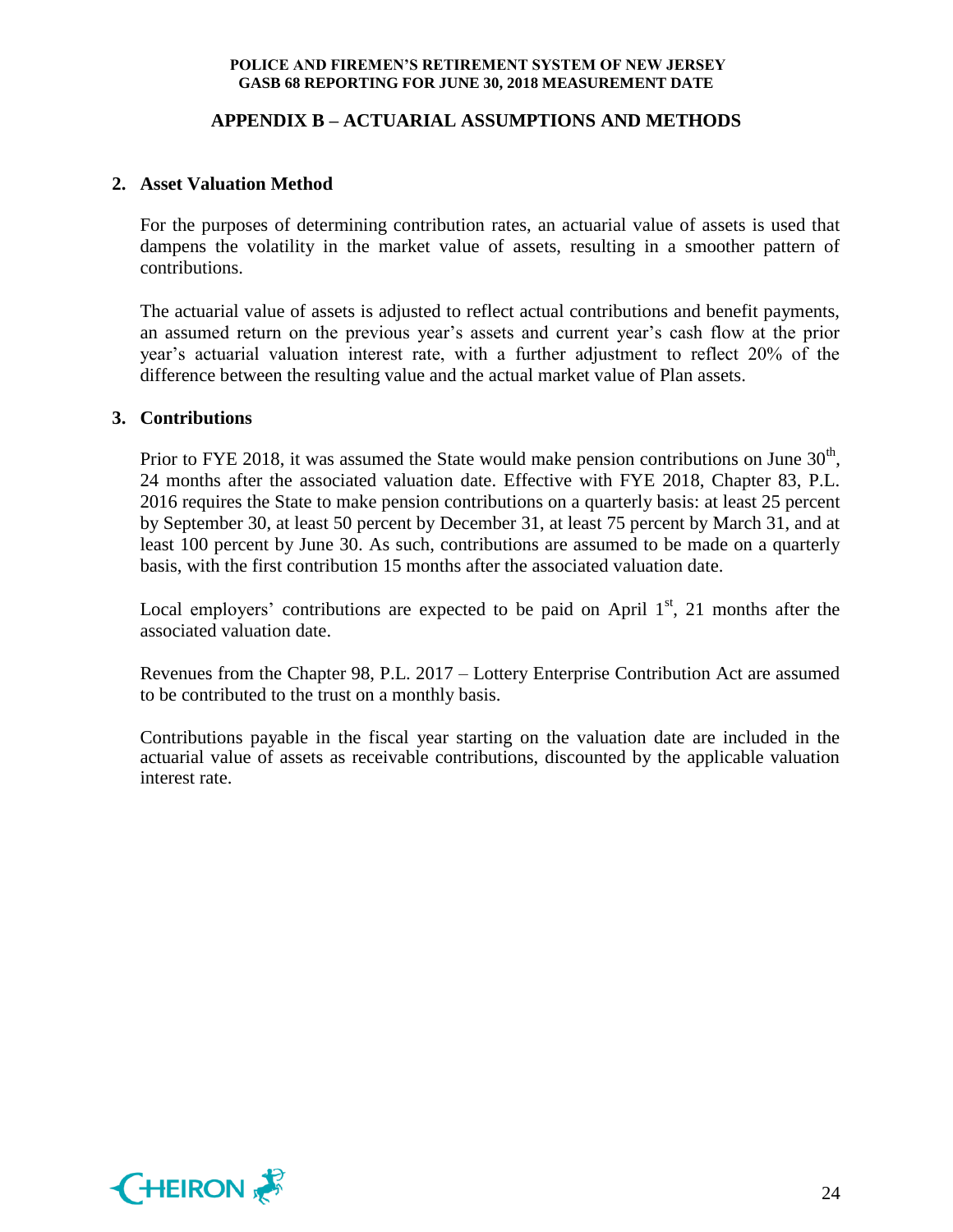## APPENDIX B – ACTUARIAL ASSUMPTIONS AND METHODS

**2. Asset Valuation Method**

For the purposes of determining contribution rates, an actuarial value of assets is used that dampens the volatility in the market value of assets, resulting in a smoother pattern of contributions.

The actuarial value of assets is adjusted to reflect actual contributions and benefit payments, an assumed return on the previous year's assets and current year's cash flow at the prior year's actuarial valuation interest rate, with a further adjustment to reflect 20% of the difference between the resulting value and the actual market value of Plan assets.

**3. Contributions**

Prior to FYE 2018, it was assumed the State would make pension contributions on June 30th, 24 months after the associated valuation date. Effective with FYE 2018, Chapter 83, P.L. 2016 requires the State to make pension contributions on a quarterly basis: at least 25 percent by September 30, at least 50 percent by December 31, at least 75 percent by March 31, and at least 100 percent by June 30. As such, contributions are assumed to be made on a quarterly basis, with the first contribution 15 months after the associated valuation date.

Local employers' contributions are expected to be paid on April 1st, 21 months after the associated valuation date.

Revenues from the Chapter 98, P.L. 2017 – Lottery Enterprise Contribution Act are assumed to be contributed to the trust on a monthly basis.

Contributions payable in the fiscal year starting on the valuation date are included in the actuarial value of assets as receivable contributions, discounted by the applicable valuation interest rate.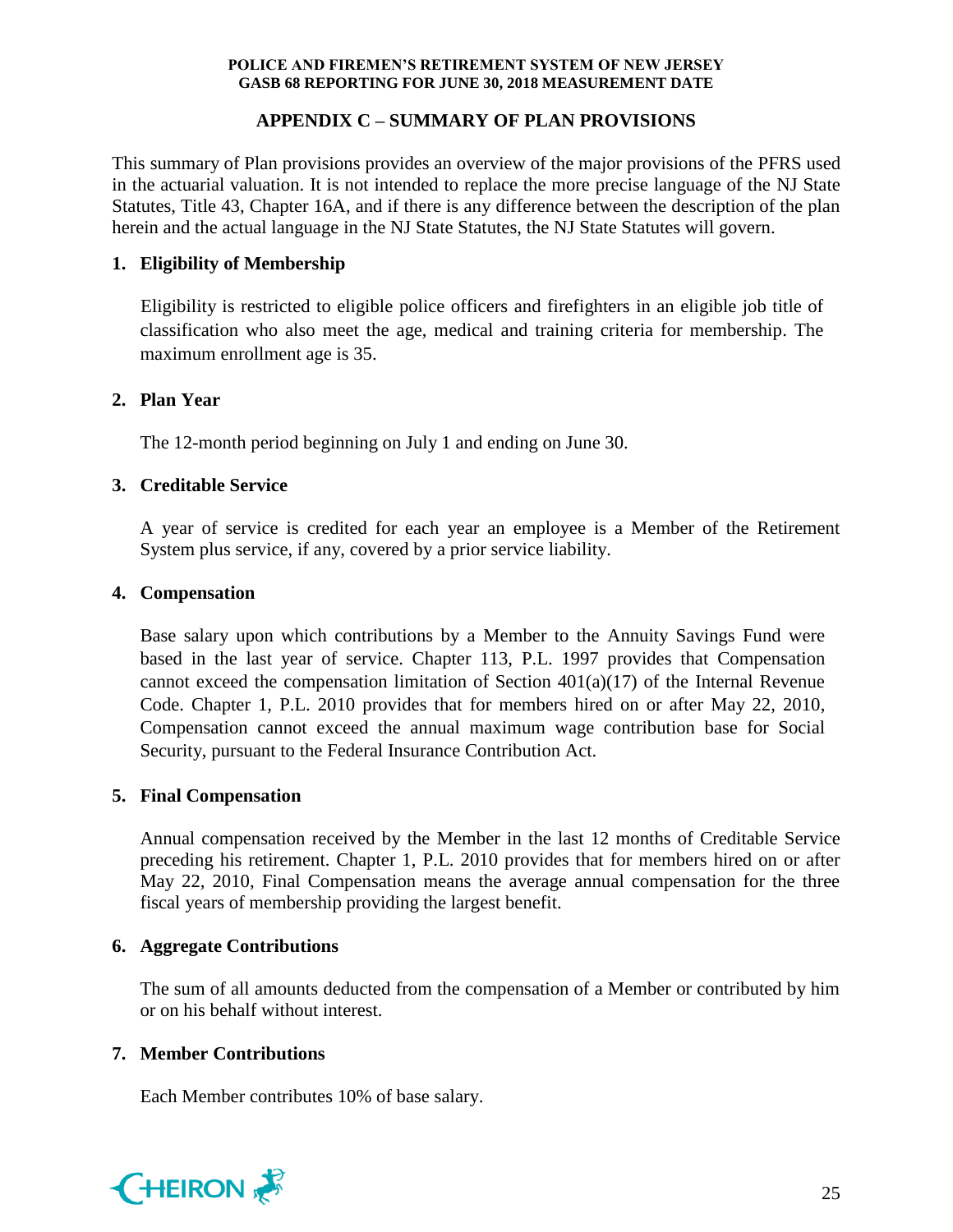## APPENDIX C – SUMMARY OF PLAN PROVISIONS

This summary of Plan provisions provides an overview of the major provisions of the PFRS used in the actuarial valuation. It is not intended to replace the more precise language of the NJ State Statutes, Title 43, Chapter 16A, and if there is any difference between the description of the plan herein and the actual language in the NJ State Statutes, the NJ State Statutes will govern.

### 1. Eligibility of Membership

Eligibility is restricted to eligible police officers and firefighters in an eligible job title of classification who also meet the age, medical and training criteria for membership. The maximum enrollment age is 35.

### 2. Plan Year

The 12-month period beginning on July 1 and ending on June 30.

### 3. Creditable Service

A year of service is credited for each year an employee is a Member of the Retirement System plus service, if any, covered by a prior service liability.

### 4. Compensation

Base salary upon which contributions by a Member to the Annuity Savings Fund were based in the last year of service. Chapter 113, P.L. 1997 provides that Compensation cannot exceed the compensation limitation of Section 401(a)(17) of the Internal Revenue Code. Chapter 1, P.L. 2010 provides that for members hired on or after May 22, 2010, Compensation cannot exceed the annual maximum wage contribution base for Social Security, pursuant to the Federal Insurance Contribution Act.

### 5. Final Compensation

Annual compensation received by the Member in the last 12 months of Creditable Service preceding his retirement. Chapter 1, P.L. 2010 provides that for members hired on or after May 22, 2010, Final Compensation means the average annual compensation for the three fiscal years of membership providing the largest benefit.

### 6. Aggregate Contributions

The sum of all amounts deducted from the compensation of a Member or contributed by him or on his behalf without interest.

### 7. Member Contributions

Each Member contributes 10% of base salary.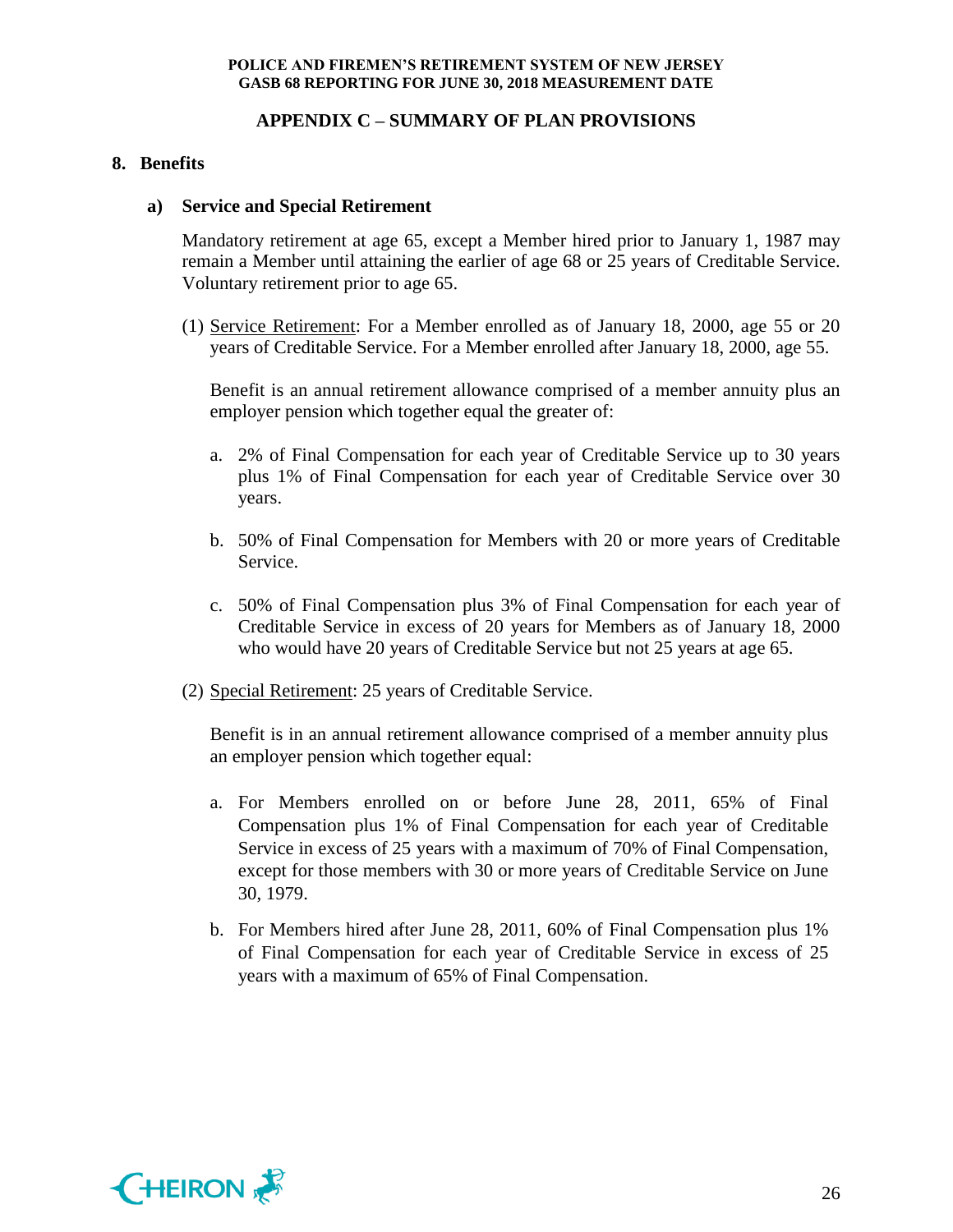## APPENDIX C – SUMMARY OF PLAN PROVISIONS

### 8. Benefits

#### a) Service and Special Retirement

Mandatory retirement at age 65, except a Member hired prior to January 1, 1987 may remain a Member until attaining the earlier of age 68 or 25 years of Creditable Service. Voluntary retirement prior to age 65.

(1) Service Retirement: For a Member enrolled as of January 18, 2000, age 55 or 20 years of Creditable Service. For a Member enrolled after January 18, 2000, age 55.

Benefit is an annual retirement allowance comprised of a member annuity plus an employer pension which together equal the greater of:

a. 2% of Final Compensation for each year of Creditable Service up to 30 years plus 1% of Final Compensation for each year of Creditable Service over 30 years.

b. 50% of Final Compensation for Members with 20 or more years of Creditable Service.

c. 50% of Final Compensation plus 3% of Final Compensation for each year of Creditable Service in excess of 20 years for Members as of January 18, 2000 who would have 20 years of Creditable Service but not 25 years at age 65.

(2) Special Retirement: 25 years of Creditable Service.

Benefit is in an annual retirement allowance comprised of a member annuity plus an employer pension which together equal:

a. For Members enrolled on or before June 28, 2011, 65% of Final Compensation plus 1% of Final Compensation for each year of Creditable Service in excess of 25 years with a maximum of 70% of Final Compensation, except for those members with 30 or more years of Creditable Service on June 30, 1979.

b. For Members hired after June 28, 2011, 60% of Final Compensation plus 1% of Final Compensation for each year of Creditable Service in excess of 25 years with a maximum of 65% of Final Compensation.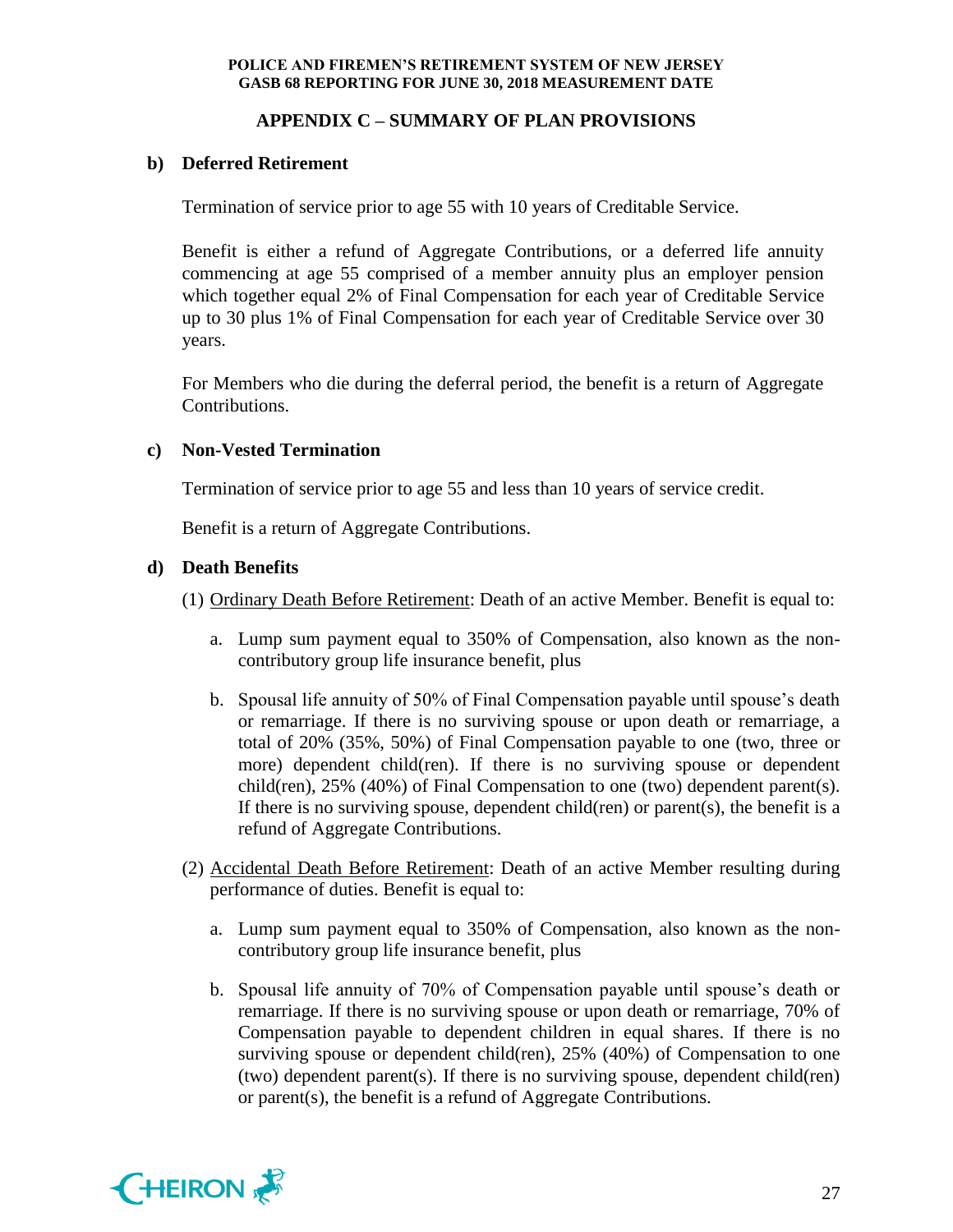## APPENDIX C – SUMMARY OF PLAN PROVISIONS

**b) Deferred Retirement**

Termination of service prior to age 55 with 10 years of Creditable Service.

Benefit is either a refund of Aggregate Contributions, or a deferred life annuity commencing at age 55 comprised of a member annuity plus an employer pension which together equal 2% of Final Compensation for each year of Creditable Service up to 30 plus 1% of Final Compensation for each year of Creditable Service over 30 years.

For Members who die during the deferral period, the benefit is a return of Aggregate Contributions.

**c) Non-Vested Termination**

Termination of service prior to age 55 and less than 10 years of service credit.

Benefit is a return of Aggregate Contributions.

**d) Death Benefits**

(1) Ordinary Death Before Retirement: Death of an active Member. Benefit is equal to:

a. Lump sum payment equal to 350% of Compensation, also known as the non-contributory group life insurance benefit, plus

b. Spousal life annuity of 50% of Final Compensation payable until spouse's death or remarriage. If there is no surviving spouse or upon death or remarriage, a total of 20% (35%, 50%) of Final Compensation payable to one (two, three or more) dependent child(ren). If there is no surviving spouse or dependent child(ren), 25% (40%) of Final Compensation to one (two) dependent parent(s). If there is no surviving spouse, dependent child(ren) or parent(s), the benefit is a refund of Aggregate Contributions.

(2) Accidental Death Before Retirement: Death of an active Member resulting during performance of duties. Benefit is equal to:

a. Lump sum payment equal to 350% of Compensation, also known as the non-contributory group life insurance benefit, plus

b. Spousal life annuity of 70% of Compensation payable until spouse's death or remarriage. If there is no surviving spouse or upon death or remarriage, 70% of Compensation payable to dependent children in equal shares. If there is no surviving spouse or dependent child(ren), 25% (40%) of Compensation to one (two) dependent parent(s). If there is no surviving spouse, dependent child(ren) or parent(s), the benefit is a refund of Aggregate Contributions.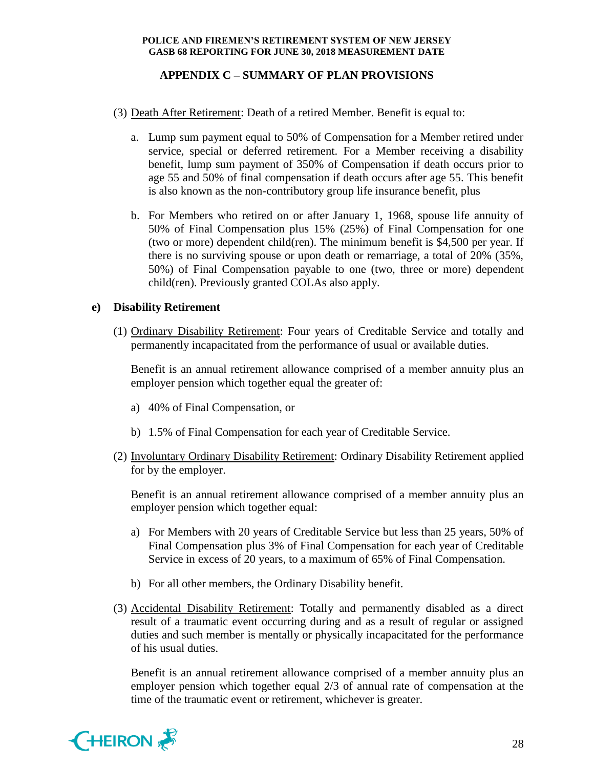## APPENDIX C – SUMMARY OF PLAN PROVISIONS

(3) Death After Retirement: Death of a retired Member. Benefit is equal to:

a. Lump sum payment equal to 50% of Compensation for a Member retired under service, special or deferred retirement. For a Member receiving a disability benefit, lump sum payment of 350% of Compensation if death occurs prior to age 55 and 50% of final compensation if death occurs after age 55. This benefit is also known as the non-contributory group life insurance benefit, plus

b. For Members who retired on or after January 1, 1968, spouse life annuity of 50% of Final Compensation plus 15% (25%) of Final Compensation for one (two or more) dependent child(ren). The minimum benefit is $4,500 per year. If there is no surviving spouse or upon death or remarriage, a total of 20% (35%, 50%) of Final Compensation payable to one (two, three or more) dependent child(ren). Previously granted COLAs also apply.

**e) Disability Retirement**

(1) Ordinary Disability Retirement: Four years of Creditable Service and totally and permanently incapacitated from the performance of usual or available duties.

Benefit is an annual retirement allowance comprised of a member annuity plus an employer pension which together equal the greater of:

a) 40% of Final Compensation, or

b) 1.5% of Final Compensation for each year of Creditable Service.

(2) Involuntary Ordinary Disability Retirement: Ordinary Disability Retirement applied for by the employer.

Benefit is an annual retirement allowance comprised of a member annuity plus an employer pension which together equal:

a) For Members with 20 years of Creditable Service but less than 25 years, 50% of Final Compensation plus 3% of Final Compensation for each year of Creditable Service in excess of 20 years, to a maximum of 65% of Final Compensation.

b) For all other members, the Ordinary Disability benefit.

(3) Accidental Disability Retirement: Totally and permanently disabled as a direct result of a traumatic event occurring during and as a result of regular or assigned duties and such member is mentally or physically incapacitated for the performance of his usual duties.

Benefit is an annual retirement allowance comprised of a member annuity plus an employer pension which together equal 2/3 of annual rate of compensation at the time of the traumatic event or retirement, whichever is greater.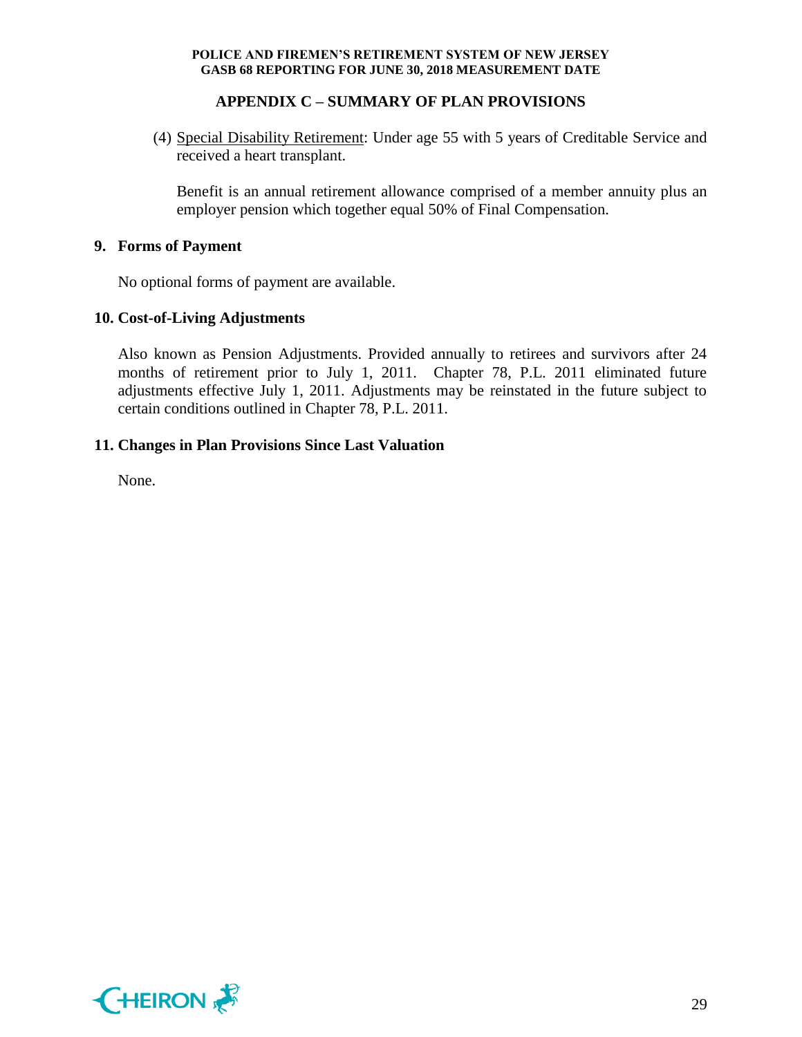## APPENDIX C – SUMMARY OF PLAN PROVISIONS

(4) Special Disability Retirement: Under age 55 with 5 years of Creditable Service and received a heart transplant.

Benefit is an annual retirement allowance comprised of a member annuity plus an employer pension which together equal 50% of Final Compensation.

### 9. Forms of Payment

No optional forms of payment are available.

### 10. Cost-of-Living Adjustments

Also known as Pension Adjustments. Provided annually to retirees and survivors after 24 months of retirement prior to July 1, 2011. Chapter 78, P.L. 2011 eliminated future adjustments effective July 1, 2011. Adjustments may be reinstated in the future subject to certain conditions outlined in Chapter 78, P.L. 2011.

### 11. Changes in Plan Provisions Since Last Valuation

None.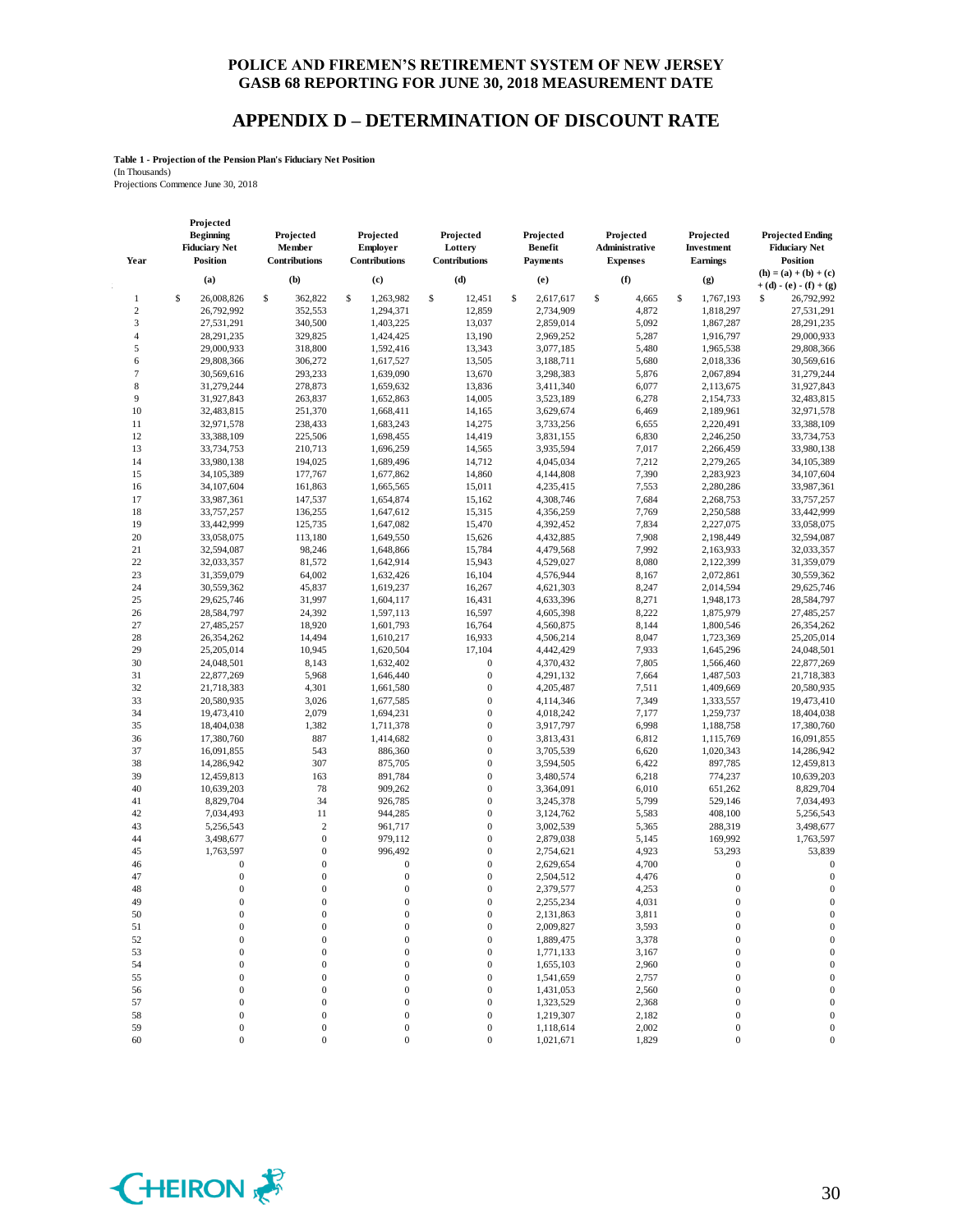**POLICE AND FIREMEN'S RETIREMENT SYSTEM OF NEW JERSEY**
**GASB 68 REPORTING FOR JUNE 30, 2018 MEASUREMENT DATE**

# APPENDIX D – DETERMINATION OF DISCOUNT RATE

**Table 1 - Projection of the Pension Plan's Fiduciary Net Position**
(In Thousands)
Projections Commence June 30, 2018

| Year | Projected Beginning Fiduciary Net Position | Projected Member Contributions | Projected Employer Contributions | Projected Lottery Contributions | Projected Benefit Payments | Projected Administrative Expenses | Projected Investment Earnings | Projected Ending Fiduciary Net Position |
|---|---|---|---|---|---|---|---|---|
| | (a) | (b) | (c) | (d) | (e) | (f) | (g) | (h) = (a) + (b) + (c) + (d) - (e) - (f) + (g) |
| 1 | $ 26,008,826 | $ 362,822 | $ 1,263,982 | $ 12,451 | $ 2,617,617 | $ 4,665 | $ 1,767,193 | $ 26,792,992 |
| 2 | 26,792,992 | 352,553 | 1,294,371 | 12,859 | 2,734,909 | 4,872 | 1,818,297 | 27,531,291 |
| 3 | 27,531,291 | 340,500 | 1,403,225 | 13,037 | 2,859,014 | 5,092 | 1,867,287 | 28,291,235 |
| 4 | 28,291,235 | 329,825 | 1,424,425 | 13,190 | 2,969,252 | 5,287 | 1,916,797 | 29,000,933 |
| 5 | 29,000,933 | 318,800 | 1,592,416 | 13,343 | 3,077,185 | 5,480 | 1,965,538 | 29,808,366 |
| 6 | 29,808,366 | 306,272 | 1,617,527 | 13,505 | 3,188,711 | 5,680 | 2,018,336 | 30,569,616 |
| 7 | 30,569,616 | 293,233 | 1,639,090 | 13,670 | 3,298,383 | 5,876 | 2,067,894 | 31,279,244 |
| 8 | 31,279,244 | 278,873 | 1,659,632 | 13,836 | 3,411,340 | 6,077 | 2,113,675 | 31,927,843 |
| 9 | 31,927,843 | 263,837 | 1,652,863 | 14,005 | 3,523,189 | 6,278 | 2,154,733 | 32,483,815 |
| 10 | 32,483,815 | 251,370 | 1,668,411 | 14,165 | 3,629,674 | 6,469 | 2,189,961 | 32,971,578 |
| 11 | 32,971,578 | 238,433 | 1,683,243 | 14,275 | 3,733,256 | 6,655 | 2,220,491 | 33,388,109 |
| 12 | 33,388,109 | 225,506 | 1,698,455 | 14,419 | 3,831,155 | 6,830 | 2,246,250 | 33,734,753 |
| 13 | 33,734,753 | 210,713 | 1,696,259 | 14,565 | 3,935,594 | 7,017 | 2,266,459 | 33,980,138 |
| 14 | 33,980,138 | 194,025 | 1,689,496 | 14,712 | 4,045,034 | 7,212 | 2,279,265 | 34,105,389 |
| 15 | 34,105,389 | 177,767 | 1,677,862 | 14,860 | 4,144,808 | 7,390 | 2,283,923 | 34,107,604 |
| 16 | 34,107,604 | 161,863 | 1,665,565 | 15,011 | 4,235,415 | 7,553 | 2,280,286 | 33,987,361 |
| 17 | 33,987,361 | 147,537 | 1,654,874 | 15,162 | 4,308,746 | 7,684 | 2,268,753 | 33,757,257 |
| 18 | 33,757,257 | 136,255 | 1,647,612 | 15,315 | 4,356,259 | 7,769 | 2,250,588 | 33,442,999 |
| 19 | 33,442,999 | 125,735 | 1,647,082 | 15,470 | 4,392,452 | 7,834 | 2,227,075 | 33,058,075 |
| 20 | 33,058,075 | 113,180 | 1,649,550 | 15,626 | 4,432,885 | 7,908 | 2,198,449 | 32,594,087 |
| 21 | 32,594,087 | 98,246 | 1,648,866 | 15,784 | 4,479,568 | 7,992 | 2,163,933 | 32,033,357 |
| 22 | 32,033,357 | 81,572 | 1,642,914 | 15,943 | 4,529,027 | 8,080 | 2,122,399 | 31,359,079 |
| 23 | 31,359,079 | 64,002 | 1,632,426 | 16,104 | 4,576,944 | 8,167 | 2,072,861 | 30,559,362 |
| 24 | 30,559,362 | 45,837 | 1,619,237 | 16,267 | 4,621,303 | 8,247 | 2,014,594 | 29,625,746 |
| 25 | 29,625,746 | 31,997 | 1,604,117 | 16,431 | 4,633,396 | 8,271 | 1,948,173 | 28,584,797 |
| 26 | 28,584,797 | 24,392 | 1,597,113 | 16,597 | 4,605,398 | 8,222 | 1,875,979 | 27,485,257 |
| 27 | 27,485,257 | 18,920 | 1,601,793 | 16,764 | 4,560,875 | 8,144 | 1,800,546 | 26,354,262 |
| 28 | 26,354,262 | 14,494 | 1,610,217 | 16,933 | 4,506,214 | 8,047 | 1,723,369 | 25,205,014 |
| 29 | 25,205,014 | 10,945 | 1,620,504 | 17,104 | 4,442,429 | 7,933 | 1,645,296 | 24,048,501 |
| 30 | 24,048,501 | 8,143 | 1,632,402 | 0 | 4,370,432 | 7,805 | 1,566,460 | 22,877,269 |
| 31 | 22,877,269 | 5,968 | 1,646,440 | 0 | 4,291,132 | 7,664 | 1,487,503 | 21,718,383 |
| 32 | 21,718,383 | 4,301 | 1,661,580 | 0 | 4,205,487 | 7,511 | 1,409,669 | 20,580,935 |
| 33 | 20,580,935 | 3,026 | 1,677,585 | 0 | 4,114,346 | 7,349 | 1,333,557 | 19,473,410 |
| 34 | 19,473,410 | 2,079 | 1,694,231 | 0 | 4,018,242 | 7,177 | 1,259,737 | 18,404,038 |
| 35 | 18,404,038 | 1,382 | 1,711,378 | 0 | 3,917,797 | 6,998 | 1,188,758 | 17,380,760 |
| 36 | 17,380,760 | 887 | 1,414,682 | 0 | 3,813,431 | 6,812 | 1,115,769 | 16,091,855 |
| 37 | 16,091,855 | 543 | 886,360 | 0 | 3,705,539 | 6,620 | 1,020,343 | 14,286,942 |
| 38 | 14,286,942 | 307 | 875,705 | 0 | 3,594,505 | 6,422 | 897,785 | 12,459,813 |
| 39 | 12,459,813 | 163 | 891,784 | 0 | 3,480,574 | 6,218 | 774,237 | 10,639,203 |
| 40 | 10,639,203 | 78 | 909,262 | 0 | 3,364,091 | 6,010 | 651,262 | 8,829,704 |
| 41 | 8,829,704 | 34 | 926,785 | 0 | 3,245,378 | 5,799 | 529,146 | 7,034,493 |
| 42 | 7,034,493 | 11 | 944,285 | 0 | 3,124,762 | 5,583 | 408,100 | 5,256,543 |
| 43 | 5,256,543 | 2 | 961,717 | 0 | 3,002,539 | 5,365 | 288,319 | 3,498,677 |
| 44 | 3,498,677 | 0 | 979,112 | 0 | 2,879,038 | 5,145 | 169,992 | 1,763,597 |
| 45 | 1,763,597 | 0 | 996,492 | 0 | 2,754,621 | 4,923 | 53,293 | 53,839 |
| 46 | 0 | 0 | 0 | 0 | 2,629,654 | 4,700 | 0 | 0 |
| 47 | 0 | 0 | 0 | 0 | 2,504,512 | 4,476 | 0 | 0 |
| 48 | 0 | 0 | 0 | 0 | 2,379,577 | 4,253 | 0 | 0 |
| 49 | 0 | 0 | 0 | 0 | 2,255,234 | 4,031 | 0 | 0 |
| 50 | 0 | 0 | 0 | 0 | 2,131,863 | 3,811 | 0 | 0 |
| 51 | 0 | 0 | 0 | 0 | 2,009,827 | 3,593 | 0 | 0 |
| 52 | 0 | 0 | 0 | 0 | 1,889,475 | 3,378 | 0 | 0 |
| 53 | 0 | 0 | 0 | 0 | 1,771,133 | 3,167 | 0 | 0 |
| 54 | 0 | 0 | 0 | 0 | 1,655,103 | 2,960 | 0 | 0 |
| 55 | 0 | 0 | 0 | 0 | 1,541,659 | 2,757 | 0 | 0 |
| 56 | 0 | 0 | 0 | 0 | 1,431,053 | 2,560 | 0 | 0 |
| 57 | 0 | 0 | 0 | 0 | 1,323,529 | 2,368 | 0 | 0 |
| 58 | 0 | 0 | 0 | 0 | 1,219,307 | 2,182 | 0 | 0 |
| 59 | 0 | 0 | 0 | 0 | 1,118,614 | 2,002 | 0 | 0 |
| 60 | 0 | 0 | 0 | 0 | 1,021,671 | 1,829 | 0 | 0 |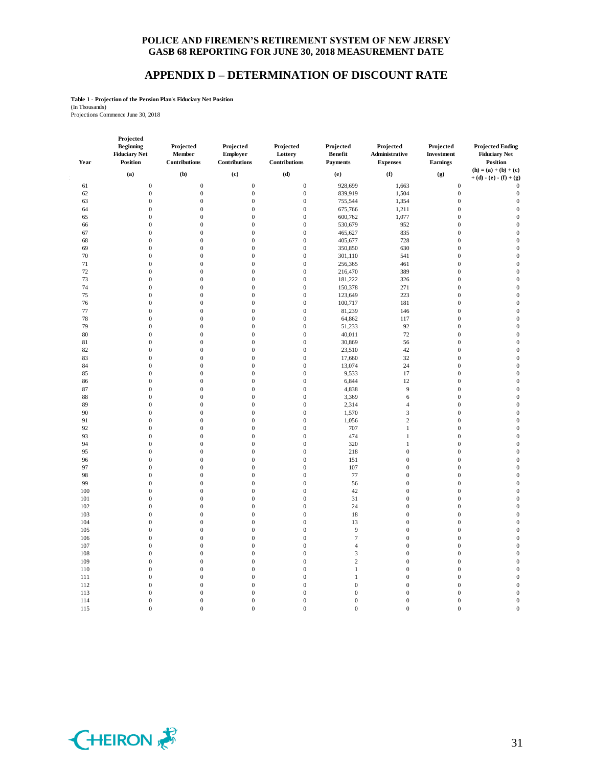# APPENDIX D – DETERMINATION OF DISCOUNT RATE

**Table 1 - Projection of the Pension Plan's Fiduciary Net Position**
(In Thousands)
Projections Commence June 30, 2018

| Year | Projected Beginning Fiduciary Net Position | Projected Member Contributions | Projected Employer Contributions | Projected Lottery Contributions | Projected Benefit Payments | Projected Administrative Expenses | Projected Investment Earnings | Projected Ending Fiduciary Net Position |
|---|---|---|---|---|---|---|---|---|
| | (a) | (b) | (c) | (d) | (e) | (f) | (g) | (h) = (a) + (b) + (c) + (d) - (e) - (f) + (g) |
| 61 | 0 | 0 | 0 | 0 | 928,699 | 1,663 | 0 | 0 |
| 62 | 0 | 0 | 0 | 0 | 839,919 | 1,504 | 0 | 0 |
| 63 | 0 | 0 | 0 | 0 | 755,544 | 1,354 | 0 | 0 |
| 64 | 0 | 0 | 0 | 0 | 675,766 | 1,211 | 0 | 0 |
| 65 | 0 | 0 | 0 | 0 | 600,762 | 1,077 | 0 | 0 |
| 66 | 0 | 0 | 0 | 0 | 530,679 | 952 | 0 | 0 |
| 67 | 0 | 0 | 0 | 0 | 465,627 | 835 | 0 | 0 |
| 68 | 0 | 0 | 0 | 0 | 405,677 | 728 | 0 | 0 |
| 69 | 0 | 0 | 0 | 0 | 350,850 | 630 | 0 | 0 |
| 70 | 0 | 0 | 0 | 0 | 301,110 | 541 | 0 | 0 |
| 71 | 0 | 0 | 0 | 0 | 256,365 | 461 | 0 | 0 |
| 72 | 0 | 0 | 0 | 0 | 216,470 | 389 | 0 | 0 |
| 73 | 0 | 0 | 0 | 0 | 181,222 | 326 | 0 | 0 |
| 74 | 0 | 0 | 0 | 0 | 150,378 | 271 | 0 | 0 |
| 75 | 0 | 0 | 0 | 0 | 123,649 | 223 | 0 | 0 |
| 76 | 0 | 0 | 0 | 0 | 100,717 | 181 | 0 | 0 |
| 77 | 0 | 0 | 0 | 0 | 81,239 | 146 | 0 | 0 |
| 78 | 0 | 0 | 0 | 0 | 64,862 | 117 | 0 | 0 |
| 79 | 0 | 0 | 0 | 0 | 51,233 | 92 | 0 | 0 |
| 80 | 0 | 0 | 0 | 0 | 40,011 | 72 | 0 | 0 |
| 81 | 0 | 0 | 0 | 0 | 30,869 | 56 | 0 | 0 |
| 82 | 0 | 0 | 0 | 0 | 23,510 | 42 | 0 | 0 |
| 83 | 0 | 0 | 0 | 0 | 17,660 | 32 | 0 | 0 |
| 84 | 0 | 0 | 0 | 0 | 13,074 | 24 | 0 | 0 |
| 85 | 0 | 0 | 0 | 0 | 9,533 | 17 | 0 | 0 |
| 86 | 0 | 0 | 0 | 0 | 6,844 | 12 | 0 | 0 |
| 87 | 0 | 0 | 0 | 0 | 4,838 | 9 | 0 | 0 |
| 88 | 0 | 0 | 0 | 0 | 3,369 | 6 | 0 | 0 |
| 89 | 0 | 0 | 0 | 0 | 2,314 | 4 | 0 | 0 |
| 90 | 0 | 0 | 0 | 0 | 1,570 | 3 | 0 | 0 |
| 91 | 0 | 0 | 0 | 0 | 1,056 | 2 | 0 | 0 |
| 92 | 0 | 0 | 0 | 0 | 707 | 1 | 0 | 0 |
| 93 | 0 | 0 | 0 | 0 | 474 | 1 | 0 | 0 |
| 94 | 0 | 0 | 0 | 0 | 320 | 1 | 0 | 0 |
| 95 | 0 | 0 | 0 | 0 | 218 | 0 | 0 | 0 |
| 96 | 0 | 0 | 0 | 0 | 151 | 0 | 0 | 0 |
| 97 | 0 | 0 | 0 | 0 | 107 | 0 | 0 | 0 |
| 98 | 0 | 0 | 0 | 0 | 77 | 0 | 0 | 0 |
| 99 | 0 | 0 | 0 | 0 | 56 | 0 | 0 | 0 |
| 100 | 0 | 0 | 0 | 0 | 42 | 0 | 0 | 0 |
| 101 | 0 | 0 | 0 | 0 | 31 | 0 | 0 | 0 |
| 102 | 0 | 0 | 0 | 0 | 24 | 0 | 0 | 0 |
| 103 | 0 | 0 | 0 | 0 | 18 | 0 | 0 | 0 |
| 104 | 0 | 0 | 0 | 0 | 13 | 0 | 0 | 0 |
| 105 | 0 | 0 | 0 | 0 | 9 | 0 | 0 | 0 |
| 106 | 0 | 0 | 0 | 0 | 7 | 0 | 0 | 0 |
| 107 | 0 | 0 | 0 | 0 | 4 | 0 | 0 | 0 |
| 108 | 0 | 0 | 0 | 0 | 3 | 0 | 0 | 0 |
| 109 | 0 | 0 | 0 | 0 | 2 | 0 | 0 | 0 |
| 110 | 0 | 0 | 0 | 0 | 1 | 0 | 0 | 0 |
| 111 | 0 | 0 | 0 | 0 | 1 | 0 | 0 | 0 |
| 112 | 0 | 0 | 0 | 0 | 0 | 0 | 0 | 0 |
| 113 | 0 | 0 | 0 | 0 | 0 | 0 | 0 | 0 |
| 114 | 0 | 0 | 0 | 0 | 0 | 0 | 0 | 0 |
| 115 | 0 | 0 | 0 | 0 | 0 | 0 | 0 | 0 |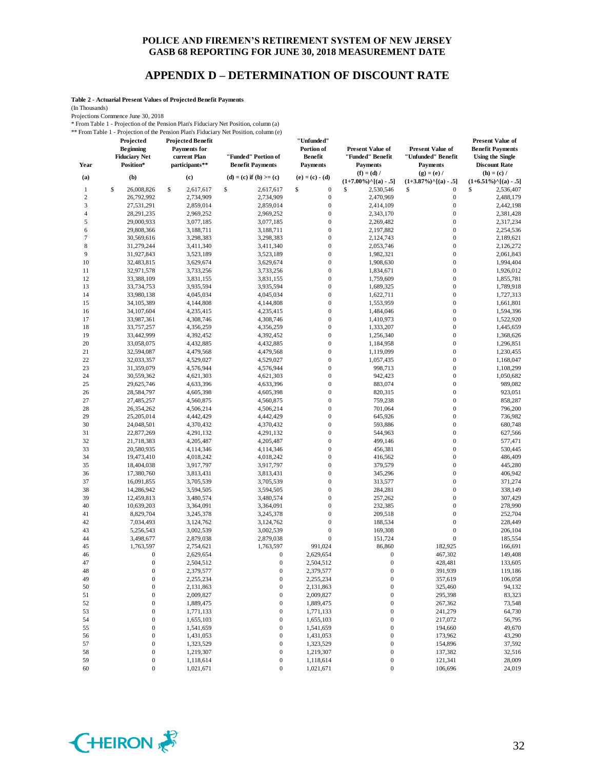# POLICE AND FIREMEN'S RETIREMENT SYSTEM OF NEW JERSEY
## GASB 68 REPORTING FOR JUNE 30, 2018 MEASUREMENT DATE

## APPENDIX D – DETERMINATION OF DISCOUNT RATE

**Table 2 - Actuarial Present Values of Projected Benefit Payments**

(In Thousands)

Projections Commence June 30, 2018

\* From Table 1 - Projection of the Pension Plan's Fiduciary Net Position, column (a)

\*\* From Table 1 - Projection of the Pension Plan's Fiduciary Net Position, column (e)

| Year | Projected Beginning Fiduciary Net Position* | Projected Benefit Payments for current Plan participants** | "Funded" Portion of Benefit Payments | "Unfunded" Portion of Benefit Payments | Present Value of "Funded" Benefit Payments | Present Value of "Unfunded" Benefit Payments | Present Value of Benefit Payments Using the Single Discount Rate |
|---|---|---|---|---|---|---|---|
| (a) | (b) | (c) | (d) = (c) if (b) >= (c) | (e) = (c) - (d) | (f) = (d) / (1+7.00%)^[(a) - .5] | (g) = (e) / (1+3.87%)^[(a) - .5] | (h) = (c) / (1+6.51%)^[(a) - .5] |
| 1 | $ 26,008,826 | $ 2,617,617 | $ 2,617,617 | $ 0 | $ 2,530,546 | $ 0 | $ 2,536,407 |
| 2 | 26,792,992 | 2,734,909 | 2,734,909 | 0 | 2,470,969 | 0 | 2,488,179 |
| 3 | 27,531,291 | 2,859,014 | 2,859,014 | 0 | 2,414,109 | 0 | 2,442,198 |
| 4 | 28,291,235 | 2,969,252 | 2,969,252 | 0 | 2,343,170 | 0 | 2,381,428 |
| 5 | 29,000,933 | 3,077,185 | 3,077,185 | 0 | 2,269,482 | 0 | 2,317,234 |
| 6 | 29,808,366 | 3,188,711 | 3,188,711 | 0 | 2,197,882 | 0 | 2,254,536 |
| 7 | 30,569,616 | 3,298,383 | 3,298,383 | 0 | 2,124,743 | 0 | 2,189,621 |
| 8 | 31,279,244 | 3,411,340 | 3,411,340 | 0 | 2,053,746 | 0 | 2,126,272 |
| 9 | 31,927,843 | 3,523,189 | 3,523,189 | 0 | 1,982,321 | 0 | 2,061,843 |
| 10 | 32,483,815 | 3,629,674 | 3,629,674 | 0 | 1,908,630 | 0 | 1,994,404 |
| 11 | 32,971,578 | 3,733,256 | 3,733,256 | 0 | 1,834,671 | 0 | 1,926,012 |
| 12 | 33,388,109 | 3,831,155 | 3,831,155 | 0 | 1,759,609 | 0 | 1,855,781 |
| 13 | 33,734,753 | 3,935,594 | 3,935,594 | 0 | 1,689,325 | 0 | 1,789,918 |
| 14 | 33,980,138 | 4,045,034 | 4,045,034 | 0 | 1,622,711 | 0 | 1,727,313 |
| 15 | 34,105,389 | 4,144,808 | 4,144,808 | 0 | 1,553,959 | 0 | 1,661,801 |
| 16 | 34,107,604 | 4,235,415 | 4,235,415 | 0 | 1,484,046 | 0 | 1,594,396 |
| 17 | 33,987,361 | 4,308,746 | 4,308,746 | 0 | 1,410,973 | 0 | 1,522,920 |
| 18 | 33,757,257 | 4,356,259 | 4,356,259 | 0 | 1,333,207 | 0 | 1,445,659 |
| 19 | 33,442,999 | 4,392,452 | 4,392,452 | 0 | 1,256,340 | 0 | 1,368,626 |
| 20 | 33,058,075 | 4,432,885 | 4,432,885 | 0 | 1,184,958 | 0 | 1,296,851 |
| 21 | 32,594,087 | 4,479,568 | 4,479,568 | 0 | 1,119,099 | 0 | 1,230,455 |
| 22 | 32,033,357 | 4,529,027 | 4,529,027 | 0 | 1,057,435 | 0 | 1,168,047 |
| 23 | 31,359,079 | 4,576,944 | 4,576,944 | 0 | 998,713 | 0 | 1,108,299 |
| 24 | 30,559,362 | 4,621,303 | 4,621,303 | 0 | 942,423 | 0 | 1,050,682 |
| 25 | 29,625,746 | 4,633,396 | 4,633,396 | 0 | 883,074 | 0 | 989,082 |
| 26 | 28,584,797 | 4,605,398 | 4,605,398 | 0 | 820,315 | 0 | 923,051 |
| 27 | 27,485,257 | 4,560,875 | 4,560,875 | 0 | 759,238 | 0 | 858,287 |
| 28 | 26,354,262 | 4,506,214 | 4,506,214 | 0 | 701,064 | 0 | 796,200 |
| 29 | 25,205,014 | 4,442,429 | 4,442,429 | 0 | 645,926 | 0 | 736,982 |
| 30 | 24,048,501 | 4,370,432 | 4,370,432 | 0 | 593,886 | 0 | 680,748 |
| 31 | 22,877,269 | 4,291,132 | 4,291,132 | 0 | 544,963 | 0 | 627,566 |
| 32 | 21,718,383 | 4,205,487 | 4,205,487 | 0 | 499,146 | 0 | 577,471 |
| 33 | 20,580,935 | 4,114,346 | 4,114,346 | 0 | 456,381 | 0 | 530,445 |
| 34 | 19,473,410 | 4,018,242 | 4,018,242 | 0 | 416,562 | 0 | 486,409 |
| 35 | 18,404,038 | 3,917,797 | 3,917,797 | 0 | 379,579 | 0 | 445,280 |
| 36 | 17,380,760 | 3,813,431 | 3,813,431 | 0 | 345,296 | 0 | 406,942 |
| 37 | 16,091,855 | 3,705,539 | 3,705,539 | 0 | 313,577 | 0 | 371,274 |
| 38 | 14,286,942 | 3,594,505 | 3,594,505 | 0 | 284,281 | 0 | 338,149 |
| 39 | 12,459,813 | 3,480,574 | 3,480,574 | 0 | 257,262 | 0 | 307,429 |
| 40 | 10,639,203 | 3,364,091 | 3,364,091 | 0 | 232,385 | 0 | 278,990 |
| 41 | 8,829,704 | 3,245,378 | 3,245,378 | 0 | 209,518 | 0 | 252,704 |
| 42 | 7,034,493 | 3,124,762 | 3,124,762 | 0 | 188,534 | 0 | 228,449 |
| 43 | 5,256,543 | 3,002,539 | 3,002,539 | 0 | 169,308 | 0 | 206,104 |
| 44 | 3,498,677 | 2,879,038 | 2,879,038 | 0 | 151,724 | 0 | 185,554 |
| 45 | 1,763,597 | 2,754,621 | 1,763,597 | 991,024 | 86,860 | 182,925 | 166,691 |
| 46 | 0 | 2,629,654 | 0 | 2,629,654 | 0 | 467,302 | 149,408 |
| 47 | 0 | 2,504,512 | 0 | 2,504,512 | 0 | 428,481 | 133,605 |
| 48 | 0 | 2,379,577 | 0 | 2,379,577 | 0 | 391,939 | 119,186 |
| 49 | 0 | 2,255,234 | 0 | 2,255,234 | 0 | 357,619 | 106,058 |
| 50 | 0 | 2,131,863 | 0 | 2,131,863 | 0 | 325,460 | 94,132 |
| 51 | 0 | 2,009,827 | 0 | 2,009,827 | 0 | 295,398 | 83,323 |
| 52 | 0 | 1,889,475 | 0 | 1,889,475 | 0 | 267,362 | 73,548 |
| 53 | 0 | 1,771,133 | 0 | 1,771,133 | 0 | 241,279 | 64,730 |
| 54 | 0 | 1,655,103 | 0 | 1,655,103 | 0 | 217,072 | 56,795 |
| 55 | 0 | 1,541,659 | 0 | 1,541,659 | 0 | 194,660 | 49,670 |
| 56 | 0 | 1,431,053 | 0 | 1,431,053 | 0 | 173,962 | 43,290 |
| 57 | 0 | 1,323,529 | 0 | 1,323,529 | 0 | 154,896 | 37,592 |
| 58 | 0 | 1,219,307 | 0 | 1,219,307 | 0 | 137,382 | 32,516 |
| 59 | 0 | 1,118,614 | 0 | 1,118,614 | 0 | 121,341 | 28,009 |
| 60 | 0 | 1,021,671 | 0 | 1,021,671 | 0 | 106,696 | 24,019 |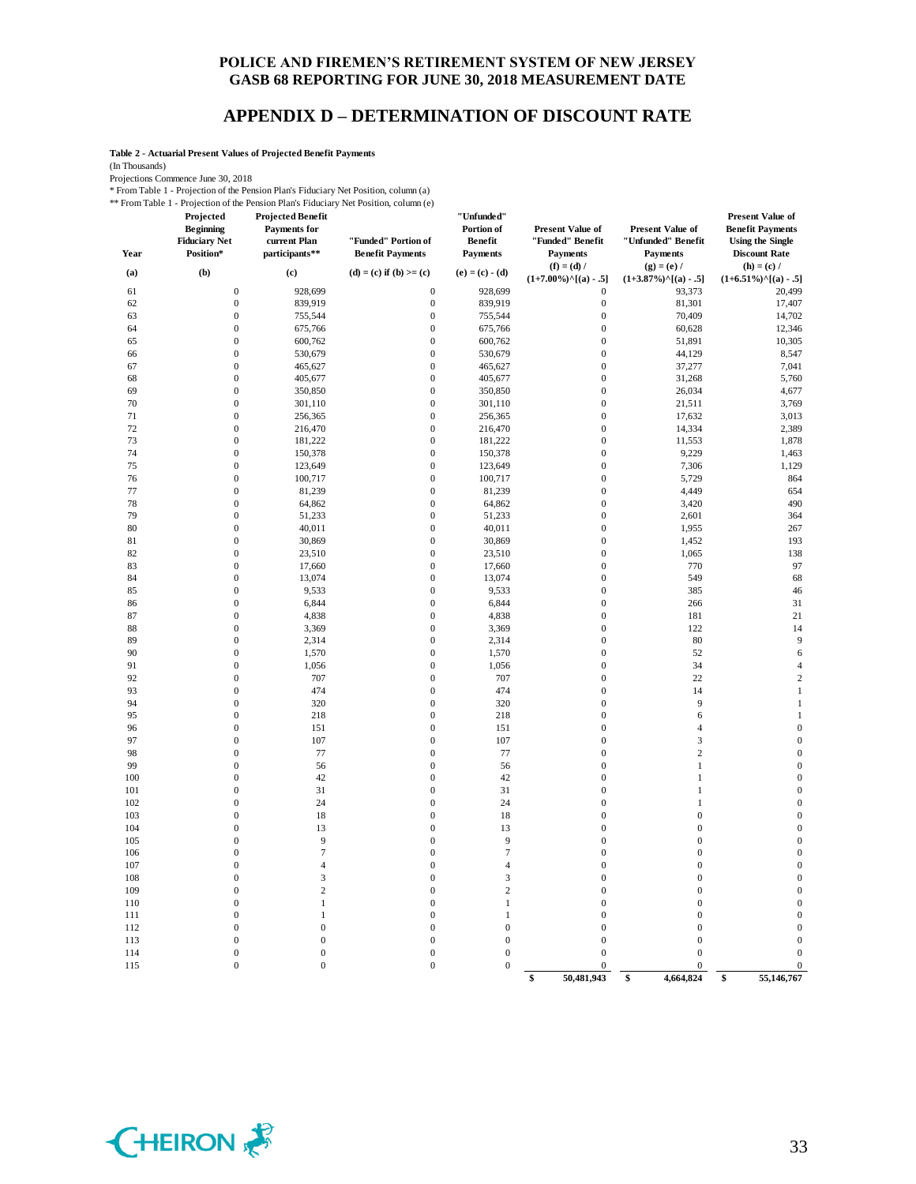# POLICE AND FIREMEN'S RETIREMENT SYSTEM OF NEW JERSEY
## GASB 68 REPORTING FOR JUNE 30, 2018 MEASUREMENT DATE

## APPENDIX D – DETERMINATION OF DISCOUNT RATE

**Table 2 - Actuarial Present Values of Projected Benefit Payments**

(In Thousands)

Projections Commence June 30, 2018

\* From Table 1 - Projection of the Pension Plan's Fiduciary Net Position, column (a)

\*\* From Table 1 - Projection of the Pension Plan's Fiduciary Net Position, column (e)

| Year | Projected Beginning Fiduciary Net Position* | Projected Benefit Payments for current Plan participants** | "Funded" Portion of Benefit Payments | "Unfunded" Portion of Benefit Payments | Present Value of "Funded" Benefit Payments | Present Value of "Unfunded" Benefit Payments | Present Value of Benefit Payments Using the Single Discount Rate |
|---|---|---|---|---|---|---|---|
| (a) | (b) | (c) | (d) = (c) if (b) >= (c) | (e) = (c) - (d) | (f) = (d) / (1+7.00%)^[(a) - .5] | (g) = (e) / (1+3.87%)^[(a) - .5] | (h) = (c) / (1+6.51%)^[(a) - .5] |
| 61 | 0 | 928,699 | 0 | 928,699 | 0 | 93,373 | 20,499 |
| 62 | 0 | 839,919 | 0 | 839,919 | 0 | 81,301 | 17,407 |
| 63 | 0 | 755,544 | 0 | 755,544 | 0 | 70,409 | 14,702 |
| 64 | 0 | 675,766 | 0 | 675,766 | 0 | 60,628 | 12,346 |
| 65 | 0 | 600,762 | 0 | 600,762 | 0 | 51,891 | 10,305 |
| 66 | 0 | 530,679 | 0 | 530,679 | 0 | 44,129 | 8,547 |
| 67 | 0 | 465,627 | 0 | 465,627 | 0 | 37,277 | 7,041 |
| 68 | 0 | 405,677 | 0 | 405,677 | 0 | 31,268 | 5,760 |
| 69 | 0 | 350,850 | 0 | 350,850 | 0 | 26,034 | 4,677 |
| 70 | 0 | 301,110 | 0 | 301,110 | 0 | 21,511 | 3,769 |
| 71 | 0 | 256,365 | 0 | 256,365 | 0 | 17,632 | 3,013 |
| 72 | 0 | 216,470 | 0 | 216,470 | 0 | 14,334 | 2,389 |
| 73 | 0 | 181,222 | 0 | 181,222 | 0 | 11,553 | 1,878 |
| 74 | 0 | 150,378 | 0 | 150,378 | 0 | 9,229 | 1,463 |
| 75 | 0 | 123,649 | 0 | 123,649 | 0 | 7,306 | 1,129 |
| 76 | 0 | 100,717 | 0 | 100,717 | 0 | 5,729 | 864 |
| 77 | 0 | 81,239 | 0 | 81,239 | 0 | 4,449 | 654 |
| 78 | 0 | 64,862 | 0 | 64,862 | 0 | 3,420 | 490 |
| 79 | 0 | 51,233 | 0 | 51,233 | 0 | 2,601 | 364 |
| 80 | 0 | 40,011 | 0 | 40,011 | 0 | 1,955 | 267 |
| 81 | 0 | 30,869 | 0 | 30,869 | 0 | 1,452 | 193 |
| 82 | 0 | 23,510 | 0 | 23,510 | 0 | 1,065 | 138 |
| 83 | 0 | 17,660 | 0 | 17,660 | 0 | 770 | 97 |
| 84 | 0 | 13,074 | 0 | 13,074 | 0 | 549 | 68 |
| 85 | 0 | 9,533 | 0 | 9,533 | 0 | 385 | 46 |
| 86 | 0 | 6,844 | 0 | 6,844 | 0 | 266 | 31 |
| 87 | 0 | 4,838 | 0 | 4,838 | 0 | 181 | 21 |
| 88 | 0 | 3,369 | 0 | 3,369 | 0 | 122 | 14 |
| 89 | 0 | 2,314 | 0 | 2,314 | 0 | 80 | 9 |
| 90 | 0 | 1,570 | 0 | 1,570 | 0 | 52 | 6 |
| 91 | 0 | 1,056 | 0 | 1,056 | 0 | 34 | 4 |
| 92 | 0 | 707 | 0 | 707 | 0 | 22 | 2 |
| 93 | 0 | 474 | 0 | 474 | 0 | 14 | 1 |
| 94 | 0 | 320 | 0 | 320 | 0 | 9 | 1 |
| 95 | 0 | 218 | 0 | 218 | 0 | 6 | 1 |
| 96 | 0 | 151 | 0 | 151 | 0 | 4 | 0 |
| 97 | 0 | 107 | 0 | 107 | 0 | 3 | 0 |
| 98 | 0 | 77 | 0 | 77 | 0 | 2 | 0 |
| 99 | 0 | 56 | 0 | 56 | 0 | 1 | 0 |
| 100 | 0 | 42 | 0 | 42 | 0 | 1 | 0 |
| 101 | 0 | 31 | 0 | 31 | 0 | 1 | 0 |
| 102 | 0 | 24 | 0 | 24 | 0 | 1 | 0 |
| 103 | 0 | 18 | 0 | 18 | 0 | 0 | 0 |
| 104 | 0 | 13 | 0 | 13 | 0 | 0 | 0 |
| 105 | 0 | 9 | 0 | 9 | 0 | 0 | 0 |
| 106 | 0 | 7 | 0 | 7 | 0 | 0 | 0 |
| 107 | 0 | 4 | 0 | 4 | 0 | 0 | 0 |
| 108 | 0 | 3 | 0 | 3 | 0 | 0 | 0 |
| 109 | 0 | 2 | 0 | 2 | 0 | 0 | 0 |
| 110 | 0 | 1 | 0 | 1 | 0 | 0 | 0 |
| 111 | 0 | 1 | 0 | 1 | 0 | 0 | 0 |
| 112 | 0 | 0 | 0 | 0 | 0 | 0 | 0 |
| 113 | 0 | 0 | 0 | 0 | 0 | 0 | 0 |
| 114 | 0 | 0 | 0 | 0 | 0 | 0 | 0 |
| 115 | 0 | 0 | 0 | 0 | 0 | 0 | 0 |
| | | | | | $ 50,481,943 | $ 4,664,824 | $ 55,146,767 |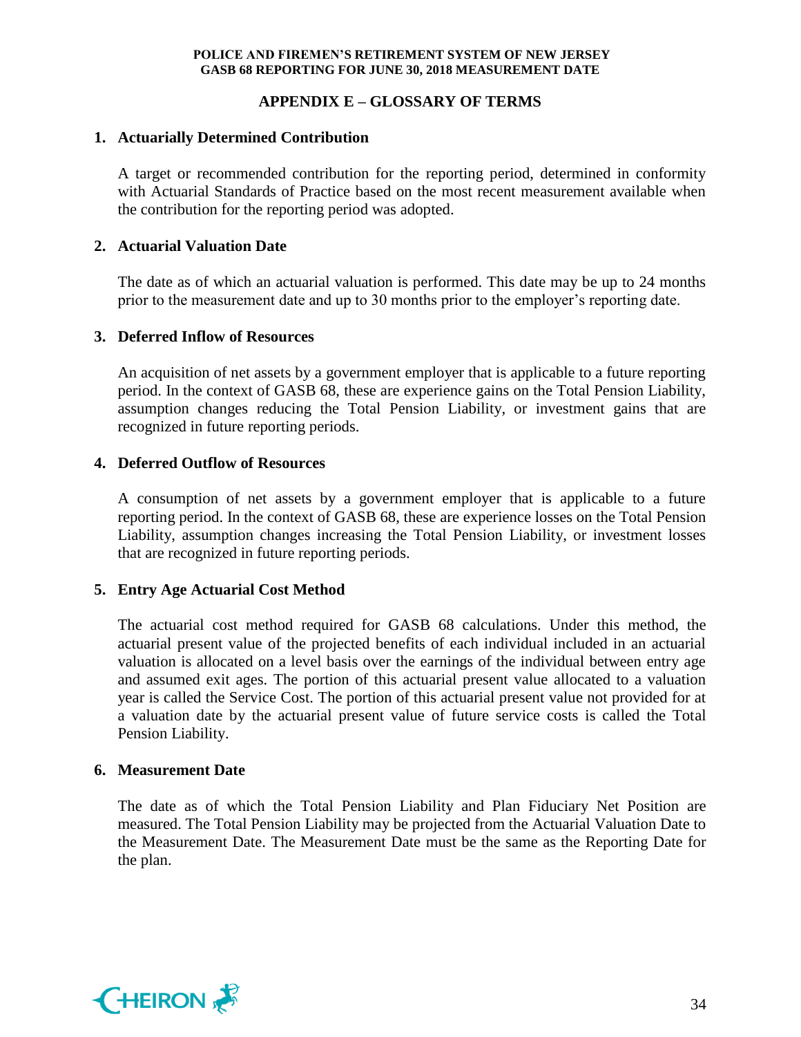## APPENDIX E – GLOSSARY OF TERMS

1. **Actuarially Determined Contribution**

   A target or recommended contribution for the reporting period, determined in conformity with Actuarial Standards of Practice based on the most recent measurement available when the contribution for the reporting period was adopted.

2. **Actuarial Valuation Date**

   The date as of which an actuarial valuation is performed. This date may be up to 24 months prior to the measurement date and up to 30 months prior to the employer's reporting date.

3. **Deferred Inflow of Resources**

   An acquisition of net assets by a government employer that is applicable to a future reporting period. In the context of GASB 68, these are experience gains on the Total Pension Liability, assumption changes reducing the Total Pension Liability, or investment gains that are recognized in future reporting periods.

4. **Deferred Outflow of Resources**

   A consumption of net assets by a government employer that is applicable to a future reporting period. In the context of GASB 68, these are experience losses on the Total Pension Liability, assumption changes increasing the Total Pension Liability, or investment losses that are recognized in future reporting periods.

5. **Entry Age Actuarial Cost Method**

   The actuarial cost method required for GASB 68 calculations. Under this method, the actuarial present value of the projected benefits of each individual included in an actuarial valuation is allocated on a level basis over the earnings of the individual between entry age and assumed exit ages. The portion of this actuarial present value allocated to a valuation year is called the Service Cost. The portion of this actuarial present value not provided for at a valuation date by the actuarial present value of future service costs is called the Total Pension Liability.

6. **Measurement Date**

   The date as of which the Total Pension Liability and Plan Fiduciary Net Position are measured. The Total Pension Liability may be projected from the Actuarial Valuation Date to the Measurement Date. The Measurement Date must be the same as the Reporting Date for the plan.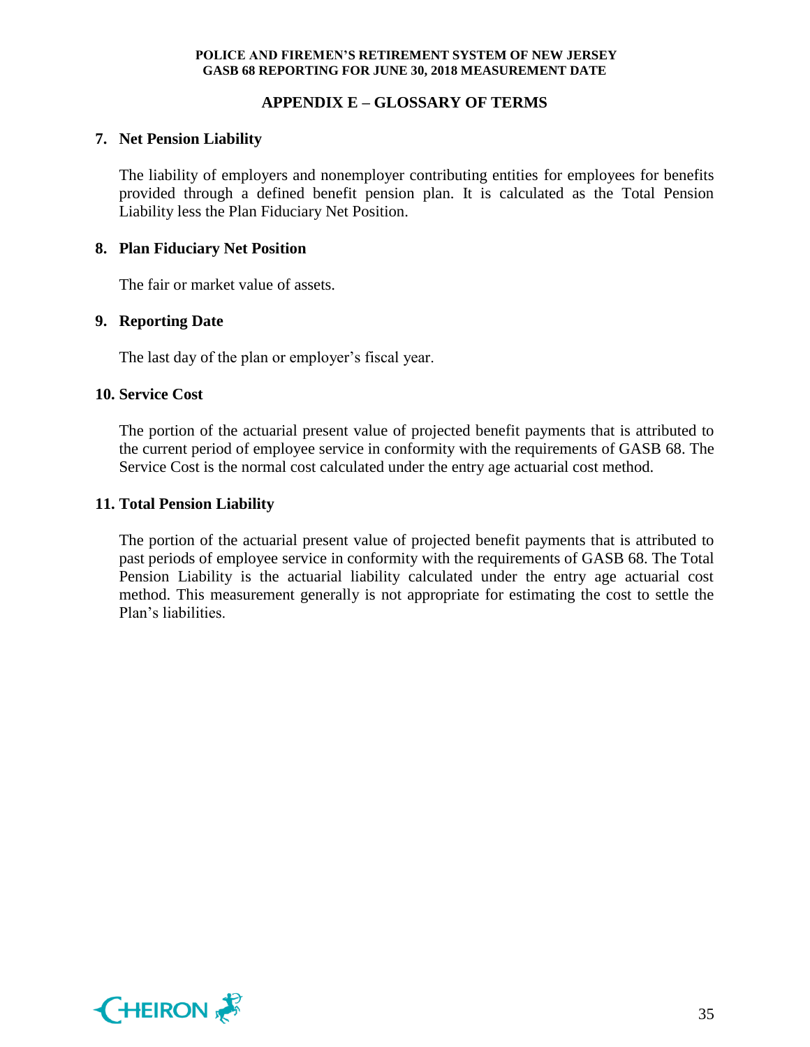## APPENDIX E – GLOSSARY OF TERMS

### 7. Net Pension Liability

The liability of employers and nonemployer contributing entities for employees for benefits provided through a defined benefit pension plan. It is calculated as the Total Pension Liability less the Plan Fiduciary Net Position.

### 8. Plan Fiduciary Net Position

The fair or market value of assets.

### 9. Reporting Date

The last day of the plan or employer's fiscal year.

### 10. Service Cost

The portion of the actuarial present value of projected benefit payments that is attributed to the current period of employee service in conformity with the requirements of GASB 68. The Service Cost is the normal cost calculated under the entry age actuarial cost method.

### 11. Total Pension Liability

The portion of the actuarial present value of projected benefit payments that is attributed to past periods of employee service in conformity with the requirements of GASB 68. The Total Pension Liability is the actuarial liability calculated under the entry age actuarial cost method. This measurement generally is not appropriate for estimating the cost to settle the Plan's liabilities.